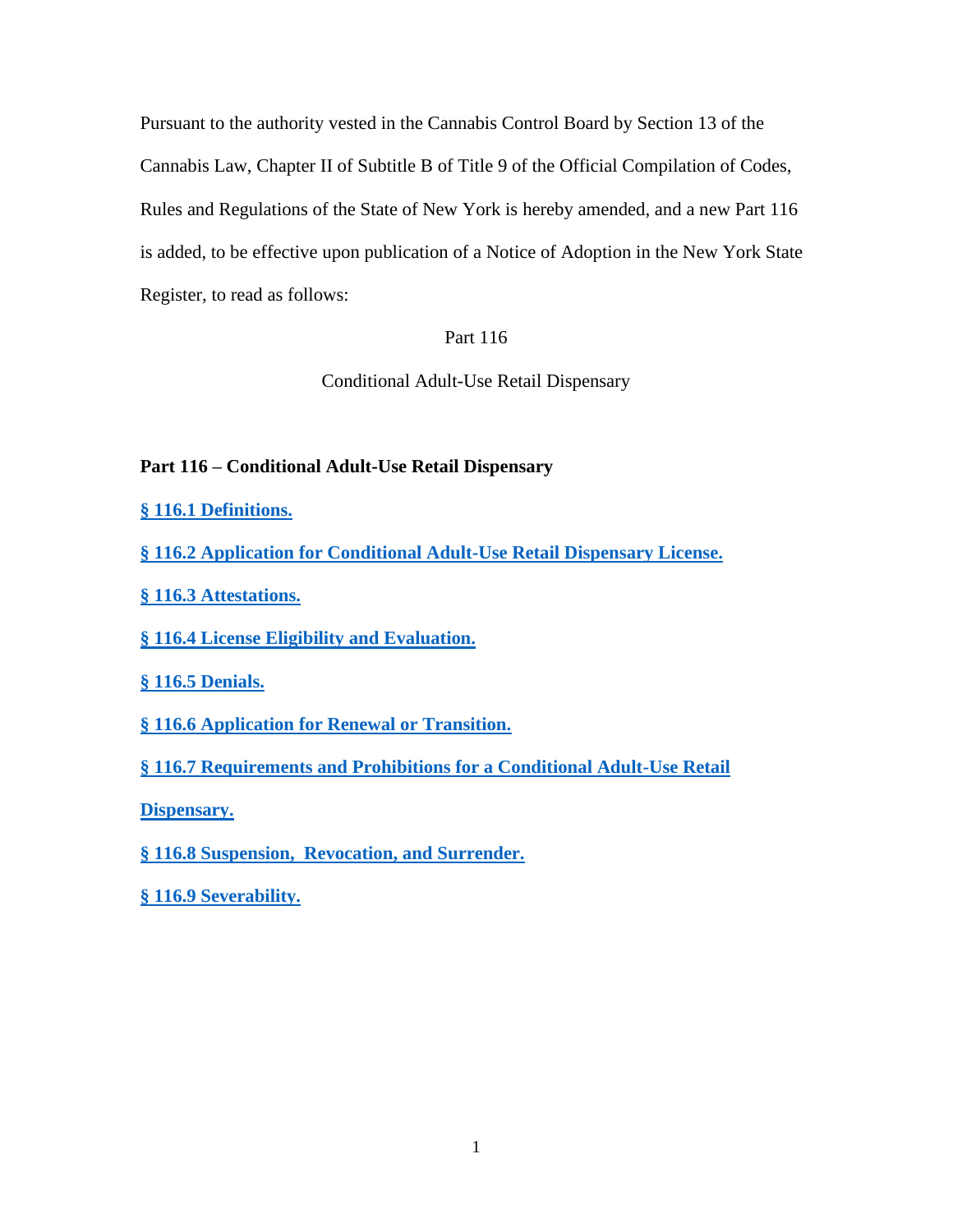Pursuant to the authority vested in the Cannabis Control Board by Section 13 of the Cannabis Law, Chapter II of Subtitle B of Title 9 of the Official Compilation of Codes, Rules and Regulations of the State of New York is hereby amended, and a new Part 116 is added, to be effective upon publication of a Notice of Adoption in the New York State Register, to read as follows:

Part 116

Conditional Adult-Use Retail Dispensary

**Part 116 – Conditional Adult-Use Retail Dispensary**

**§ 116.1 Definitions.**

**§ 116.2 Application for Conditional Adult-Use Retail Dispensary License.**

**§ 116.3 Attestations.**

**§ 116.4 License Eligibility and Evaluation.**

**§ 116.5 Denials.**

**§ 116.6 Application for Renewal or Transition.**

**§ 116.7 Requirements and Prohibitions for a Conditional Adult-Use Retail Dispensary.**

**§ 116.8 Suspension, Revocation, and Surrender.**

**§ 116.9 Severability.**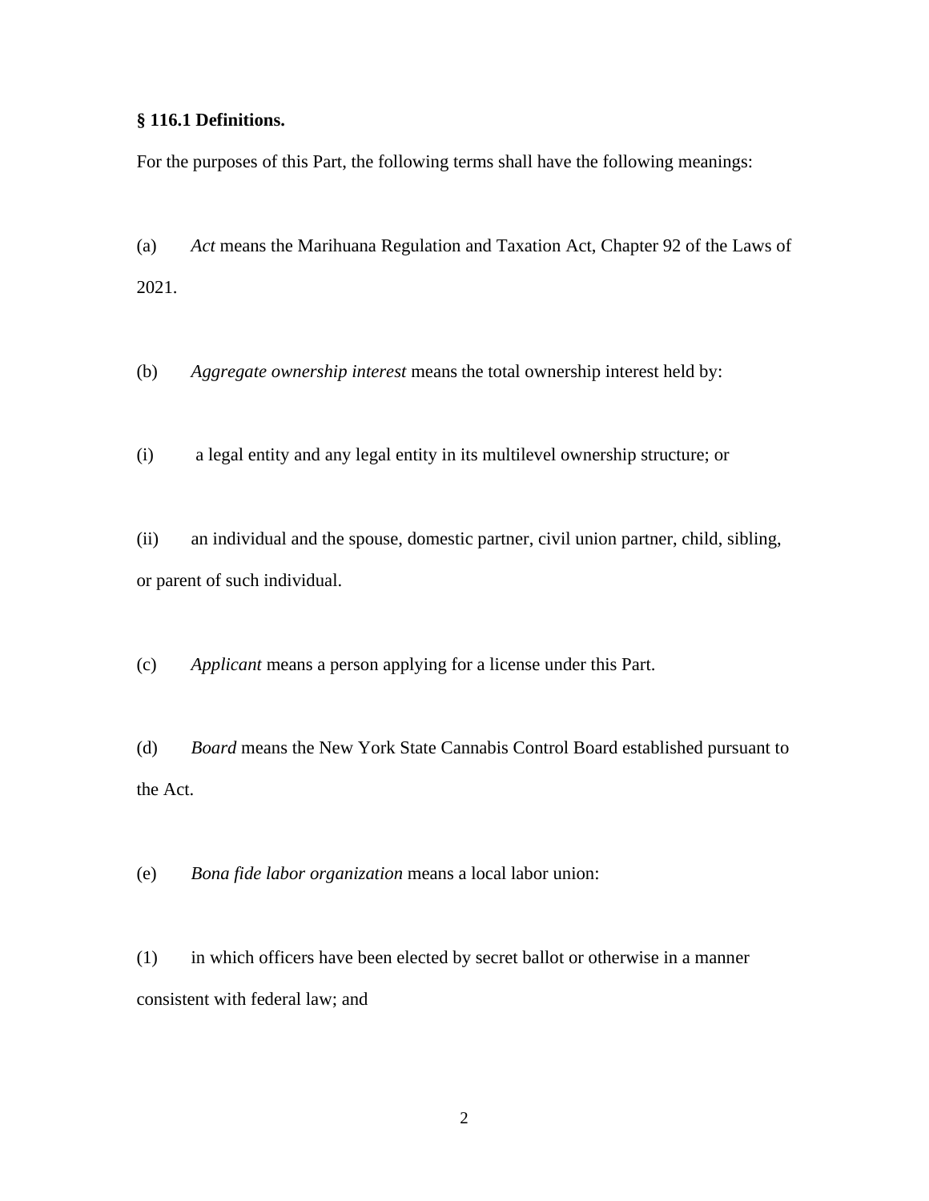**§ 116.1 Definitions.**

For the purposes of this Part, the following terms shall have the following meanings:

(a) *Act* means the Marihuana Regulation and Taxation Act, Chapter 92 of the Laws of 2021.

(b) *Aggregate ownership interest* means the total ownership interest held by:

(i) a legal entity and any legal entity in its multilevel ownership structure; or

(ii) an individual and the spouse, domestic partner, civil union partner, child, sibling, or parent of such individual.

(c) *Applicant* means a person applying for a license under this Part.

(d) *Board* means the New York State Cannabis Control Board established pursuant to the Act.

(e) *Bona fide labor organization* means a local labor union:

(1) in which officers have been elected by secret ballot or otherwise in a manner consistent with federal law; and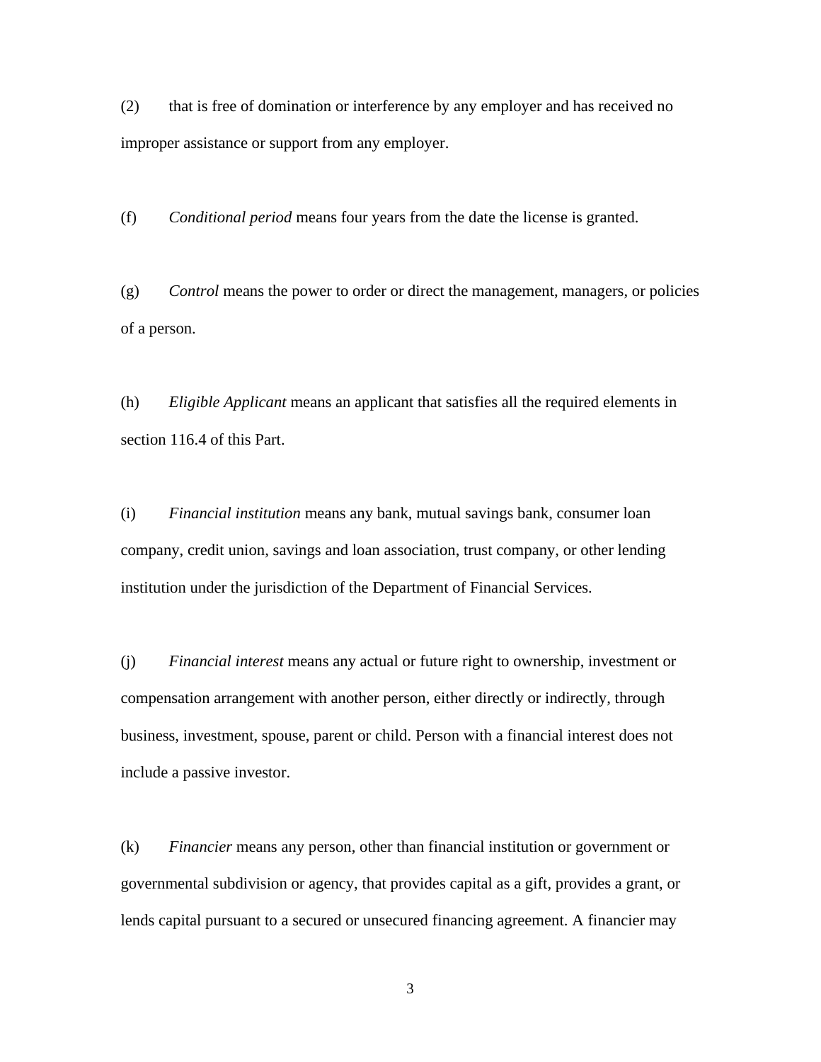(2) that is free of domination or interference by any employer and has received no improper assistance or support from any employer.

(f) *Conditional period* means four years from the date the license is granted.

(g) *Control* means the power to order or direct the management, managers, or policies of a person.

(h) *Eligible Applicant* means an applicant that satisfies all the required elements in section 116.4 of this Part.

(i) *Financial institution* means any bank, mutual savings bank, consumer loan company, credit union, savings and loan association, trust company, or other lending institution under the jurisdiction of the Department of Financial Services.

(j) *Financial interest* means any actual or future right to ownership, investment or compensation arrangement with another person, either directly or indirectly, through business, investment, spouse, parent or child. Person with a financial interest does not include a passive investor.

(k) *Financier* means any person, other than financial institution or government or governmental subdivision or agency, that provides capital as a gift, provides a grant, or lends capital pursuant to a secured or unsecured financing agreement. A financier may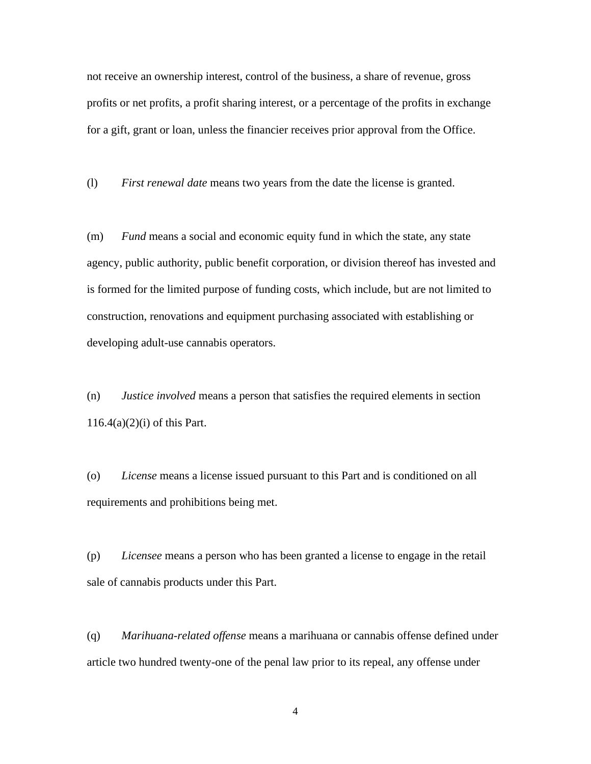not receive an ownership interest, control of the business, a share of revenue, gross profits or net profits, a profit sharing interest, or a percentage of the profits in exchange for a gift, grant or loan, unless the financier receives prior approval from the Office.

(l) *First renewal date* means two years from the date the license is granted.

(m) *Fund* means a social and economic equity fund in which the state, any state agency, public authority, public benefit corporation, or division thereof has invested and is formed for the limited purpose of funding costs, which include, but are not limited to construction, renovations and equipment purchasing associated with establishing or developing adult-use cannabis operators.

(n) *Justice involved* means a person that satisfies the required elements in section 116.4(a)(2)(i) of this Part.

(o) *License* means a license issued pursuant to this Part and is conditioned on all requirements and prohibitions being met.

(p) *Licensee* means a person who has been granted a license to engage in the retail sale of cannabis products under this Part.

(q) *Marihuana-related offense* means a marihuana or cannabis offense defined under article two hundred twenty-one of the penal law prior to its repeal, any offense under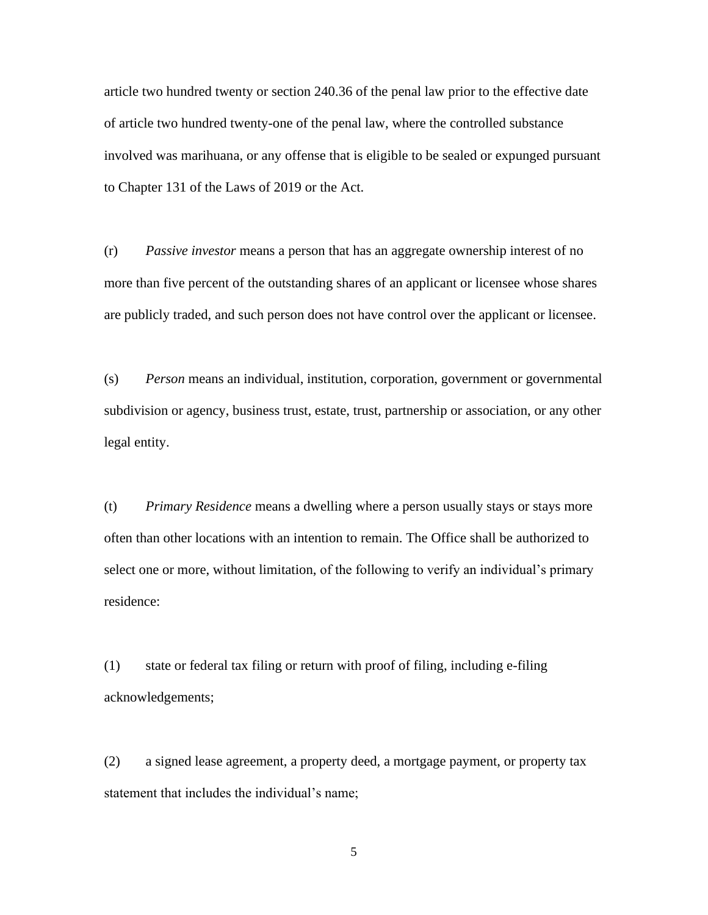article two hundred twenty or section 240.36 of the penal law prior to the effective date of article two hundred twenty-one of the penal law, where the controlled substance involved was marihuana, or any offense that is eligible to be sealed or expunged pursuant to Chapter 131 of the Laws of 2019 or the Act.

(r) *Passive investor* means a person that has an aggregate ownership interest of no more than five percent of the outstanding shares of an applicant or licensee whose shares are publicly traded, and such person does not have control over the applicant or licensee.

(s) *Person* means an individual, institution, corporation, government or governmental subdivision or agency, business trust, estate, trust, partnership or association, or any other legal entity.

(t) *Primary Residence* means a dwelling where a person usually stays or stays more often than other locations with an intention to remain. The Office shall be authorized to select one or more, without limitation, of the following to verify an individual's primary residence:

(1) state or federal tax filing or return with proof of filing, including e-filing acknowledgements;

(2) a signed lease agreement, a property deed, a mortgage payment, or property tax statement that includes the individual's name;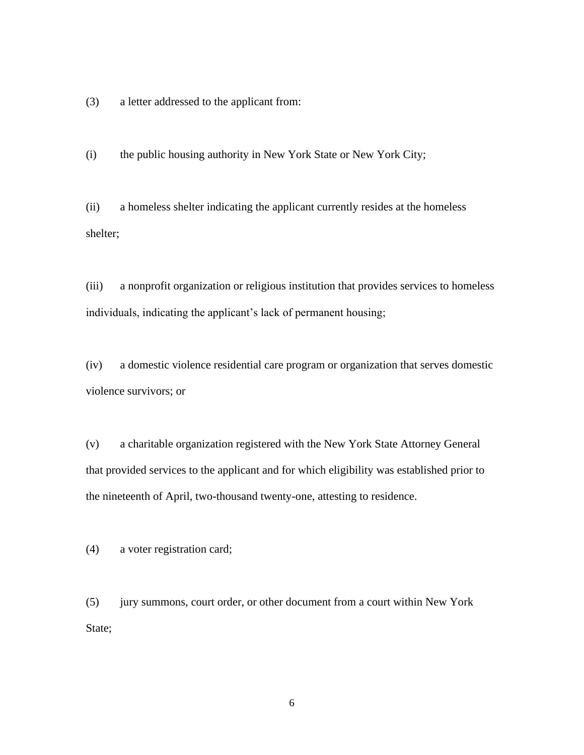(3) a letter addressed to the applicant from:

(i) the public housing authority in New York State or New York City;

(ii) a homeless shelter indicating the applicant currently resides at the homeless shelter;

(iii) a nonprofit organization or religious institution that provides services to homeless individuals, indicating the applicant's lack of permanent housing;

(iv) a domestic violence residential care program or organization that serves domestic violence survivors; or

(v) a charitable organization registered with the New York State Attorney General that provided services to the applicant and for which eligibility was established prior to the nineteenth of April, two-thousand twenty-one, attesting to residence.

(4) a voter registration card;

(5) jury summons, court order, or other document from a court within New York State;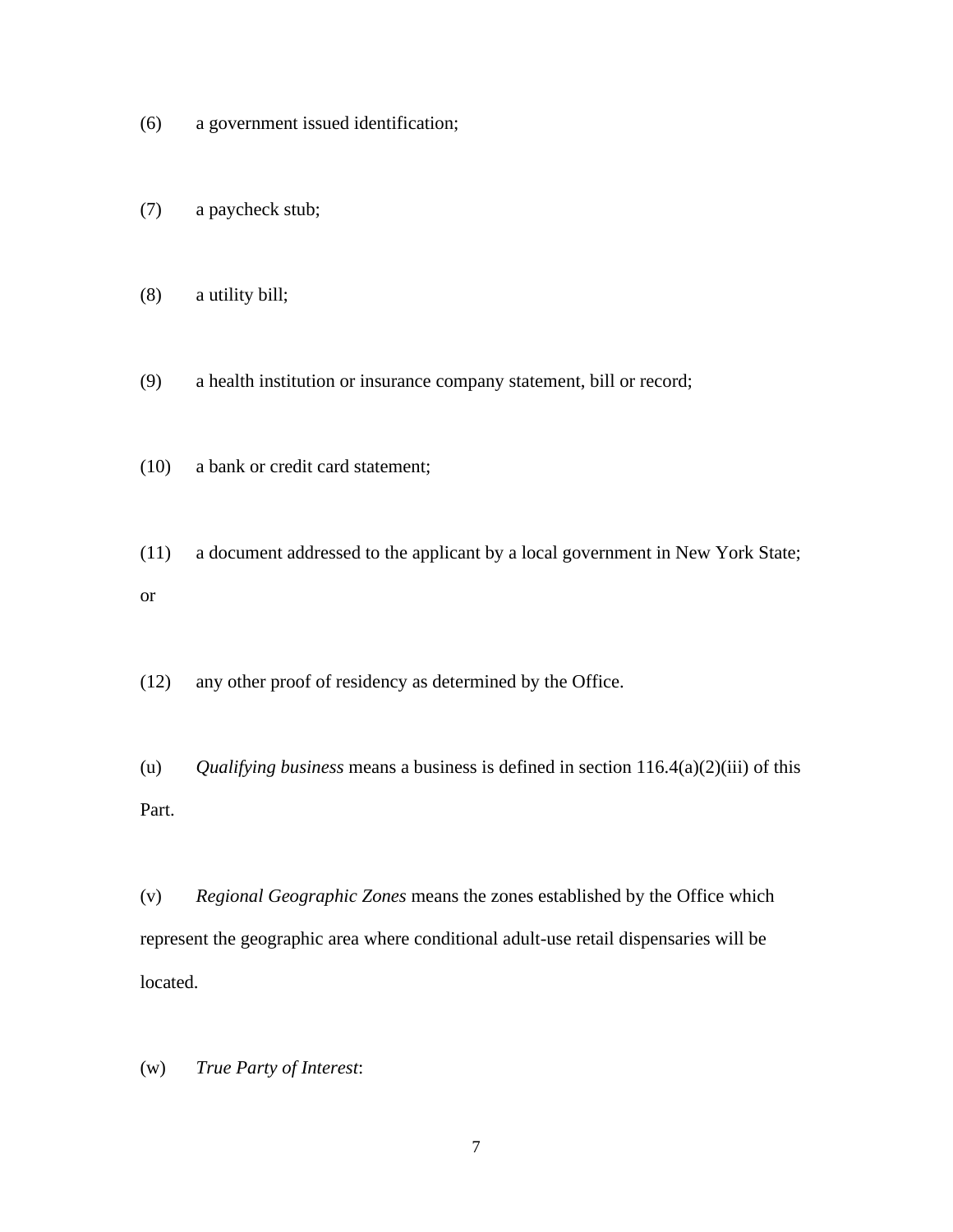(6) a government issued identification;

(7) a paycheck stub;

(8) a utility bill;

(9) a health institution or insurance company statement, bill or record;

(10) a bank or credit card statement;

(11) a document addressed to the applicant by a local government in New York State; or

(12) any other proof of residency as determined by the Office.

(u) *Qualifying business* means a business is defined in section 116.4(a)(2)(iii) of this Part.

(v) *Regional Geographic Zones* means the zones established by the Office which represent the geographic area where conditional adult-use retail dispensaries will be located.

(w) *True Party of Interest*: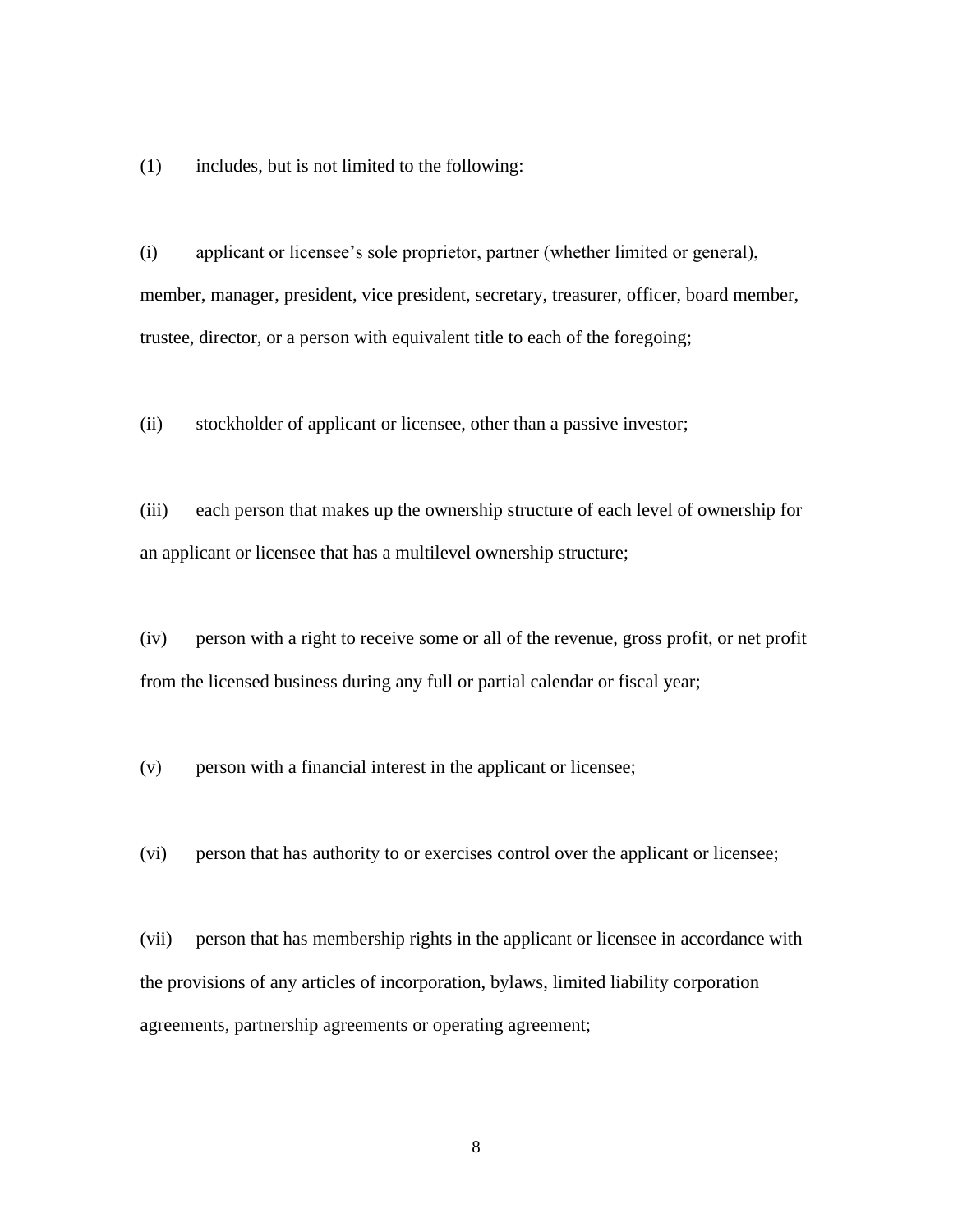(1) includes, but is not limited to the following:

(i) applicant or licensee's sole proprietor, partner (whether limited or general), member, manager, president, vice president, secretary, treasurer, officer, board member, trustee, director, or a person with equivalent title to each of the foregoing;

(ii) stockholder of applicant or licensee, other than a passive investor;

(iii) each person that makes up the ownership structure of each level of ownership for an applicant or licensee that has a multilevel ownership structure;

(iv) person with a right to receive some or all of the revenue, gross profit, or net profit from the licensed business during any full or partial calendar or fiscal year;

(v) person with a financial interest in the applicant or licensee;

(vi) person that has authority to or exercises control over the applicant or licensee;

(vii) person that has membership rights in the applicant or licensee in accordance with the provisions of any articles of incorporation, bylaws, limited liability corporation agreements, partnership agreements or operating agreement;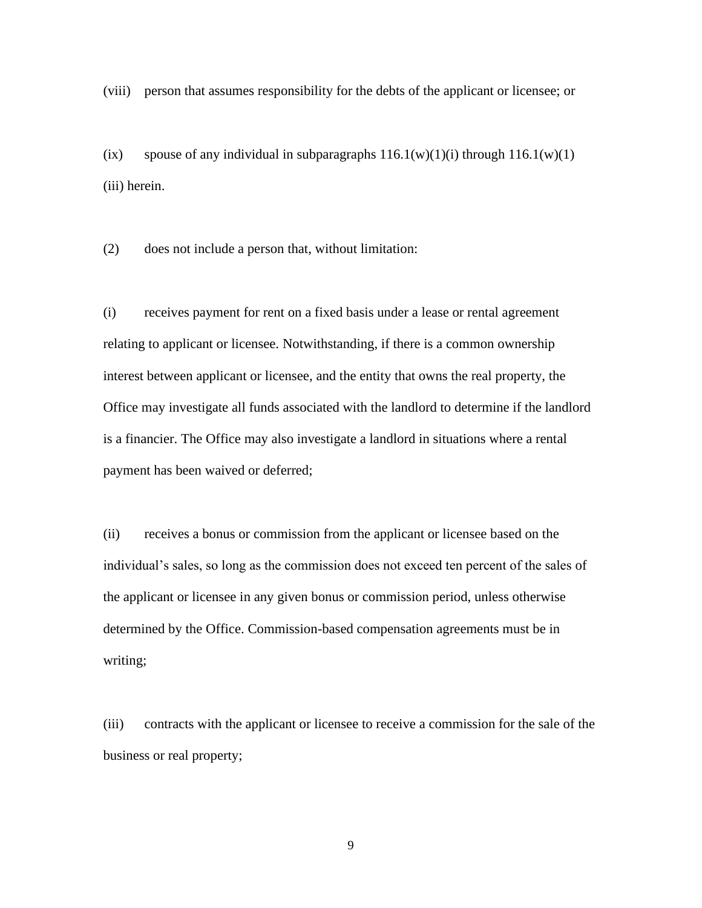(viii) person that assumes responsibility for the debts of the applicant or licensee; or

(ix) spouse of any individual in subparagraphs 116.1(w)(1)(i) through 116.1(w)(1)(iii) herein.

(2) does not include a person that, without limitation:

(i) receives payment for rent on a fixed basis under a lease or rental agreement relating to applicant or licensee. Notwithstanding, if there is a common ownership interest between applicant or licensee, and the entity that owns the real property, the Office may investigate all funds associated with the landlord to determine if the landlord is a financier. The Office may also investigate a landlord in situations where a rental payment has been waived or deferred;

(ii) receives a bonus or commission from the applicant or licensee based on the individual's sales, so long as the commission does not exceed ten percent of the sales of the applicant or licensee in any given bonus or commission period, unless otherwise determined by the Office. Commission-based compensation agreements must be in writing;

(iii) contracts with the applicant or licensee to receive a commission for the sale of the business or real property;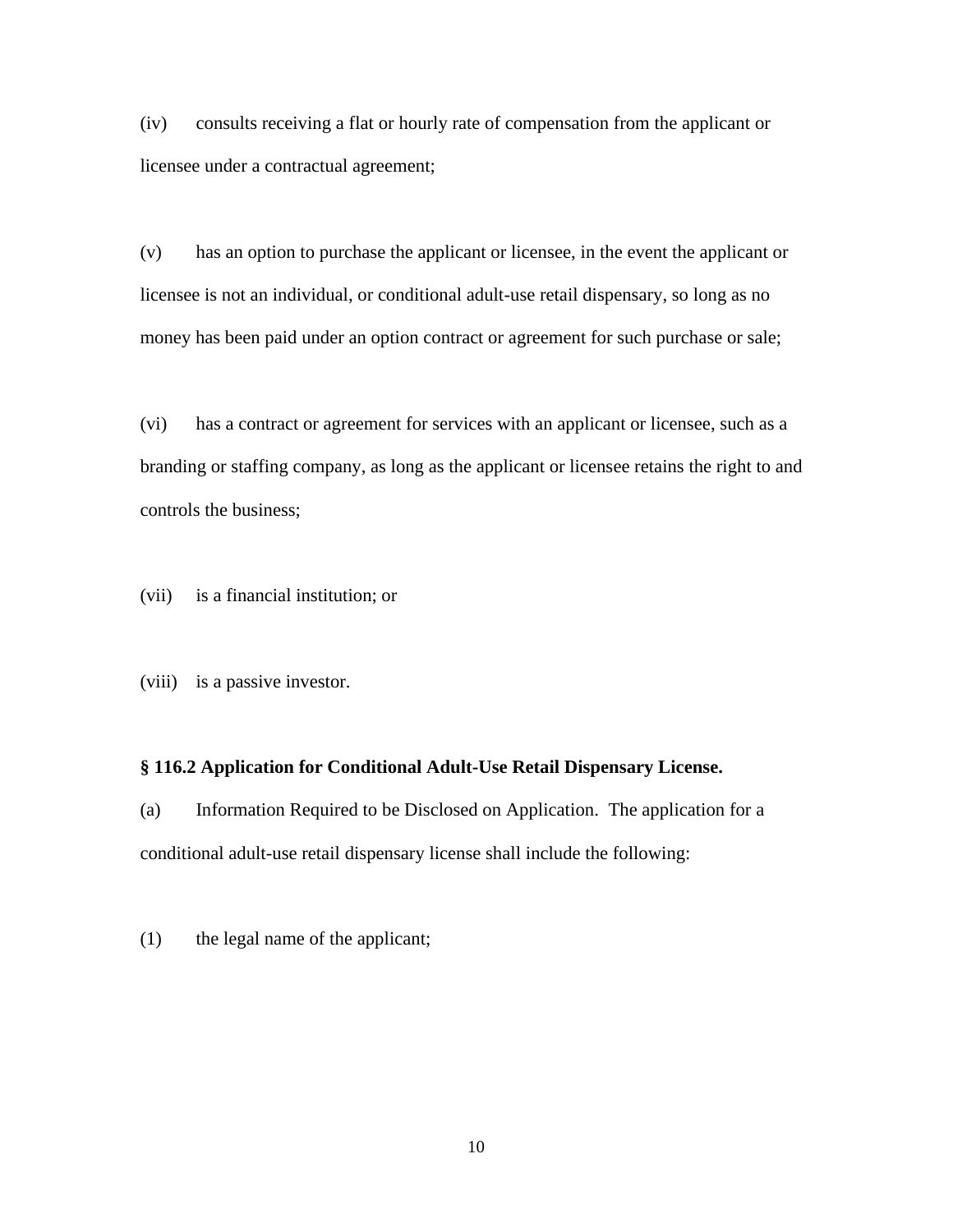(iv) consults receiving a flat or hourly rate of compensation from the applicant or licensee under a contractual agreement;

(v) has an option to purchase the applicant or licensee, in the event the applicant or licensee is not an individual, or conditional adult-use retail dispensary, so long as no money has been paid under an option contract or agreement for such purchase or sale;

(vi) has a contract or agreement for services with an applicant or licensee, such as a branding or staffing company, as long as the applicant or licensee retains the right to and controls the business;

(vii) is a financial institution; or

(viii) is a passive investor.

**§ 116.2 Application for Conditional Adult-Use Retail Dispensary License.**

(a) Information Required to be Disclosed on Application. The application for a conditional adult-use retail dispensary license shall include the following:

(1) the legal name of the applicant;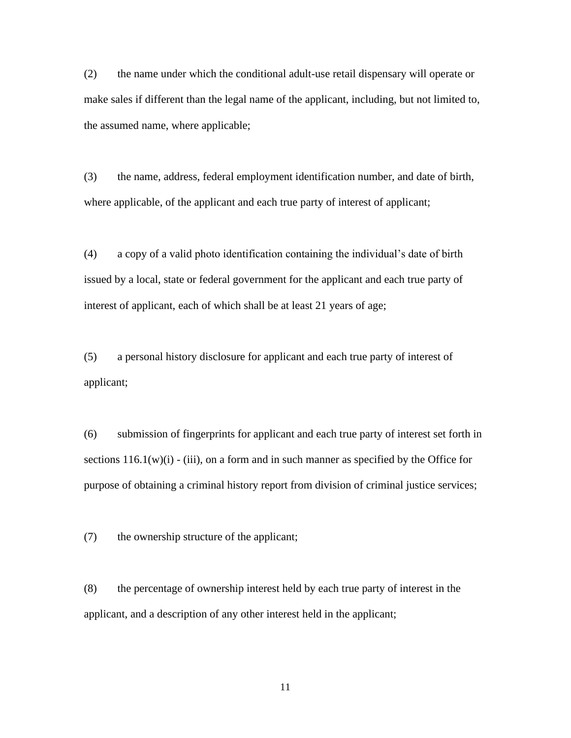(2) the name under which the conditional adult-use retail dispensary will operate or make sales if different than the legal name of the applicant, including, but not limited to, the assumed name, where applicable;

(3) the name, address, federal employment identification number, and date of birth, where applicable, of the applicant and each true party of interest of applicant;

(4) a copy of a valid photo identification containing the individual's date of birth issued by a local, state or federal government for the applicant and each true party of interest of applicant, each of which shall be at least 21 years of age;

(5) a personal history disclosure for applicant and each true party of interest of applicant;

(6) submission of fingerprints for applicant and each true party of interest set forth in sections 116.1(w)(i) - (iii), on a form and in such manner as specified by the Office for purpose of obtaining a criminal history report from division of criminal justice services;

(7) the ownership structure of the applicant;

(8) the percentage of ownership interest held by each true party of interest in the applicant, and a description of any other interest held in the applicant;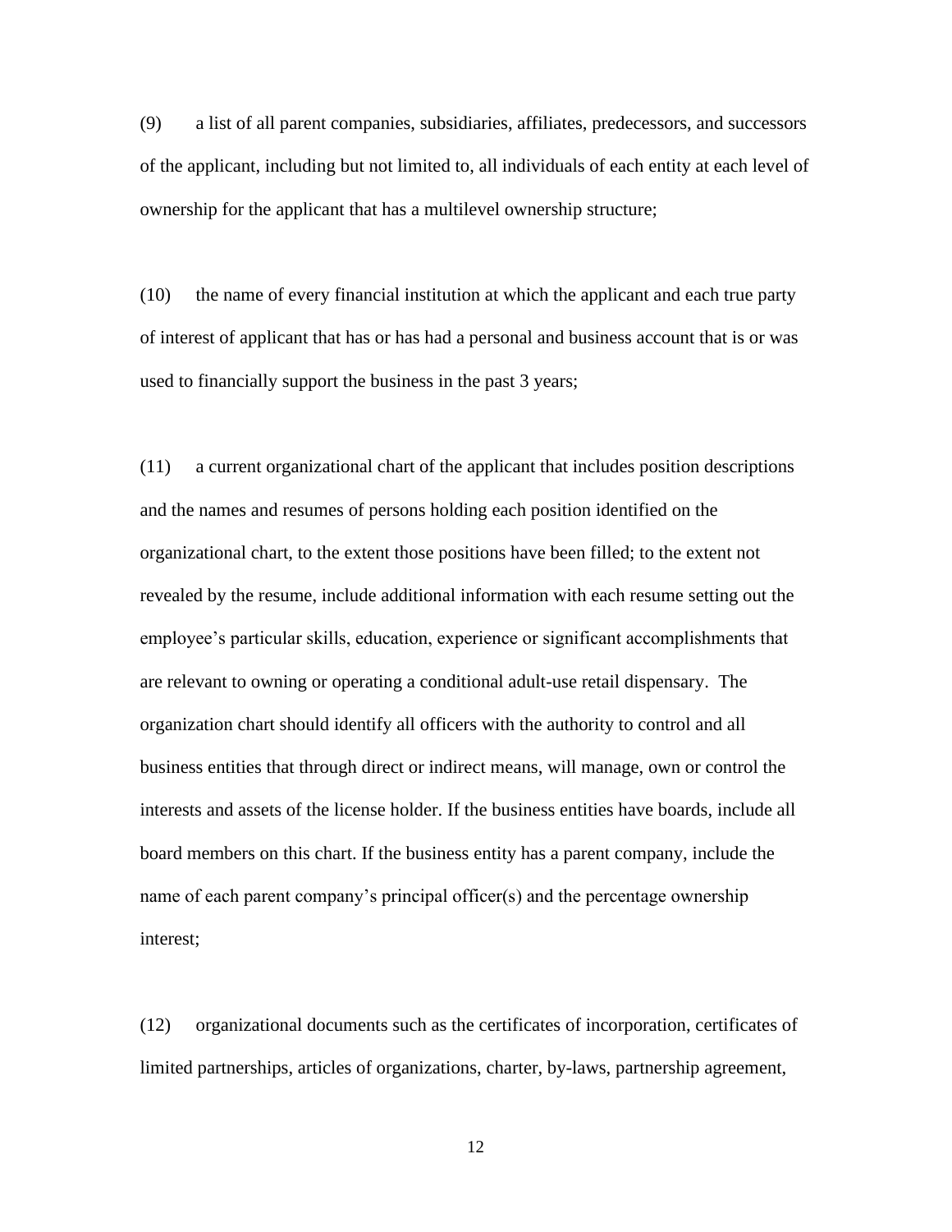(9) a list of all parent companies, subsidiaries, affiliates, predecessors, and successors of the applicant, including but not limited to, all individuals of each entity at each level of ownership for the applicant that has a multilevel ownership structure;

(10) the name of every financial institution at which the applicant and each true party of interest of applicant that has or has had a personal and business account that is or was used to financially support the business in the past 3 years;

(11) a current organizational chart of the applicant that includes position descriptions and the names and resumes of persons holding each position identified on the organizational chart, to the extent those positions have been filled; to the extent not revealed by the resume, include additional information with each resume setting out the employee's particular skills, education, experience or significant accomplishments that are relevant to owning or operating a conditional adult-use retail dispensary. The organization chart should identify all officers with the authority to control and all business entities that through direct or indirect means, will manage, own or control the interests and assets of the license holder. If the business entities have boards, include all board members on this chart. If the business entity has a parent company, include the name of each parent company's principal officer(s) and the percentage ownership interest;

(12) organizational documents such as the certificates of incorporation, certificates of limited partnerships, articles of organizations, charter, by-laws, partnership agreement,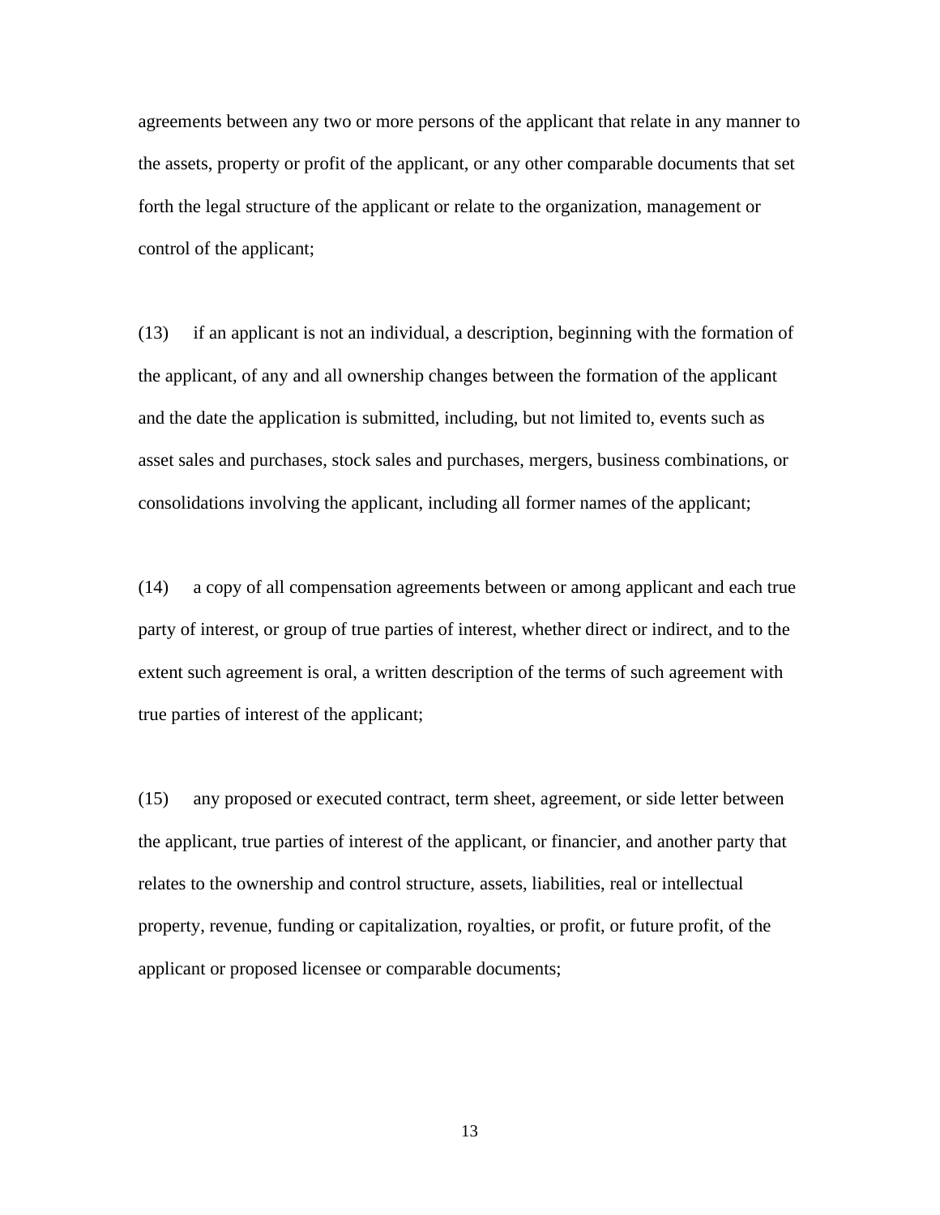agreements between any two or more persons of the applicant that relate in any manner to the assets, property or profit of the applicant, or any other comparable documents that set forth the legal structure of the applicant or relate to the organization, management or control of the applicant;

(13) if an applicant is not an individual, a description, beginning with the formation of the applicant, of any and all ownership changes between the formation of the applicant and the date the application is submitted, including, but not limited to, events such as asset sales and purchases, stock sales and purchases, mergers, business combinations, or consolidations involving the applicant, including all former names of the applicant;

(14) a copy of all compensation agreements between or among applicant and each true party of interest, or group of true parties of interest, whether direct or indirect, and to the extent such agreement is oral, a written description of the terms of such agreement with true parties of interest of the applicant;

(15) any proposed or executed contract, term sheet, agreement, or side letter between the applicant, true parties of interest of the applicant, or financier, and another party that relates to the ownership and control structure, assets, liabilities, real or intellectual property, revenue, funding or capitalization, royalties, or profit, or future profit, of the applicant or proposed licensee or comparable documents;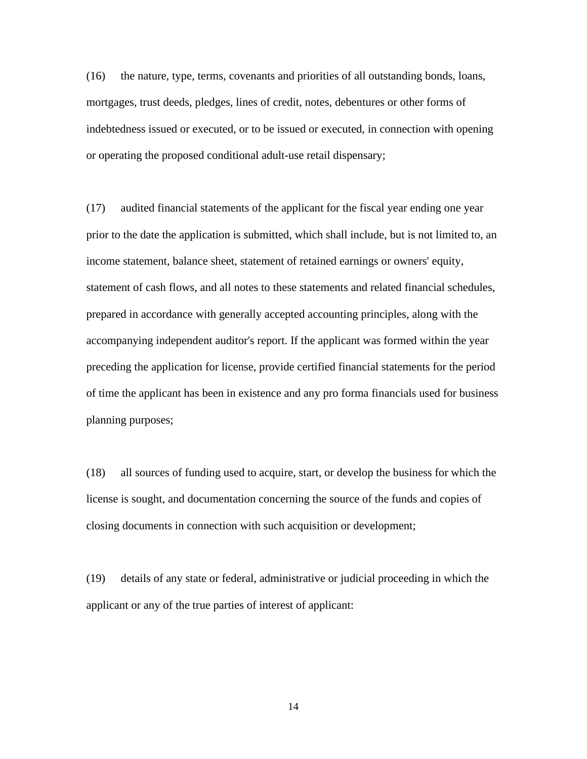(16) the nature, type, terms, covenants and priorities of all outstanding bonds, loans, mortgages, trust deeds, pledges, lines of credit, notes, debentures or other forms of indebtedness issued or executed, or to be issued or executed, in connection with opening or operating the proposed conditional adult-use retail dispensary;

(17) audited financial statements of the applicant for the fiscal year ending one year prior to the date the application is submitted, which shall include, but is not limited to, an income statement, balance sheet, statement of retained earnings or owners' equity, statement of cash flows, and all notes to these statements and related financial schedules, prepared in accordance with generally accepted accounting principles, along with the accompanying independent auditor's report. If the applicant was formed within the year preceding the application for license, provide certified financial statements for the period of time the applicant has been in existence and any pro forma financials used for business planning purposes;

(18) all sources of funding used to acquire, start, or develop the business for which the license is sought, and documentation concerning the source of the funds and copies of closing documents in connection with such acquisition or development;

(19) details of any state or federal, administrative or judicial proceeding in which the applicant or any of the true parties of interest of applicant: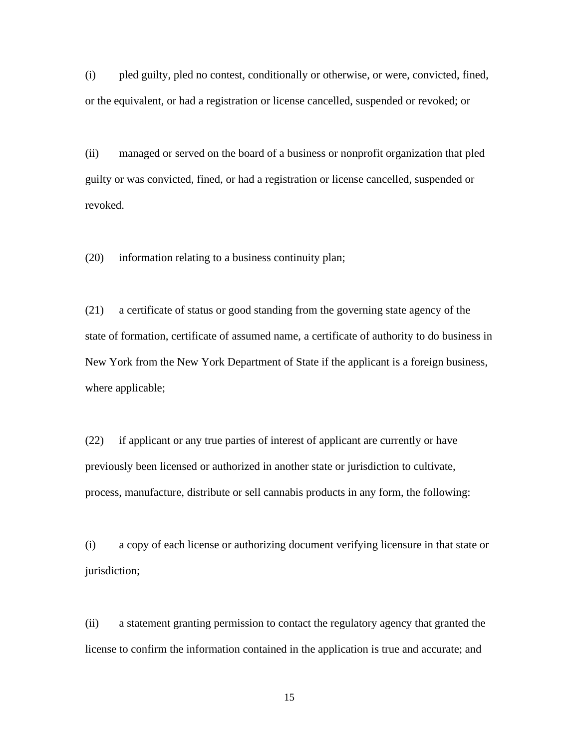(i) pled guilty, pled no contest, conditionally or otherwise, or were, convicted, fined, or the equivalent, or had a registration or license cancelled, suspended or revoked; or

(ii) managed or served on the board of a business or nonprofit organization that pled guilty or was convicted, fined, or had a registration or license cancelled, suspended or revoked.

(20) information relating to a business continuity plan;

(21) a certificate of status or good standing from the governing state agency of the state of formation, certificate of assumed name, a certificate of authority to do business in New York from the New York Department of State if the applicant is a foreign business, where applicable;

(22) if applicant or any true parties of interest of applicant are currently or have previously been licensed or authorized in another state or jurisdiction to cultivate, process, manufacture, distribute or sell cannabis products in any form, the following:

(i) a copy of each license or authorizing document verifying licensure in that state or jurisdiction;

(ii) a statement granting permission to contact the regulatory agency that granted the license to confirm the information contained in the application is true and accurate; and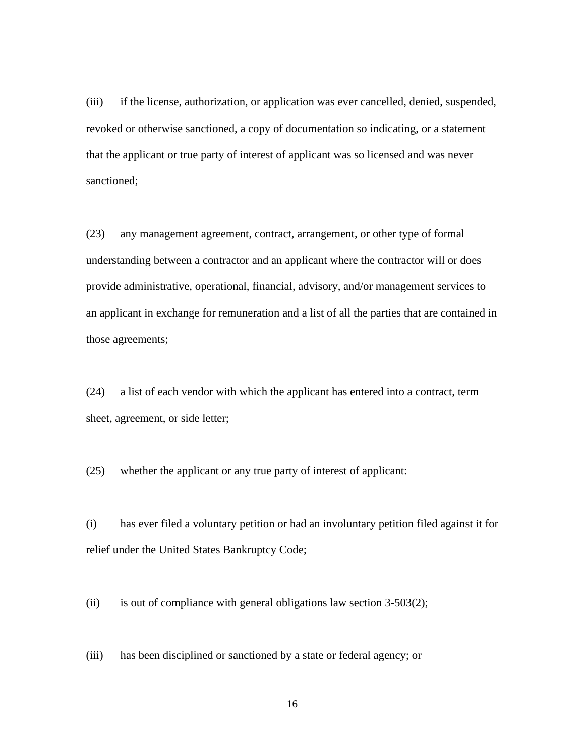(iii) if the license, authorization, or application was ever cancelled, denied, suspended, revoked or otherwise sanctioned, a copy of documentation so indicating, or a statement that the applicant or true party of interest of applicant was so licensed and was never sanctioned;

(23) any management agreement, contract, arrangement, or other type of formal understanding between a contractor and an applicant where the contractor will or does provide administrative, operational, financial, advisory, and/or management services to an applicant in exchange for remuneration and a list of all the parties that are contained in those agreements;

(24) a list of each vendor with which the applicant has entered into a contract, term sheet, agreement, or side letter;

(25) whether the applicant or any true party of interest of applicant:

(i) has ever filed a voluntary petition or had an involuntary petition filed against it for relief under the United States Bankruptcy Code;

(ii) is out of compliance with general obligations law section 3-503(2);

(iii) has been disciplined or sanctioned by a state or federal agency; or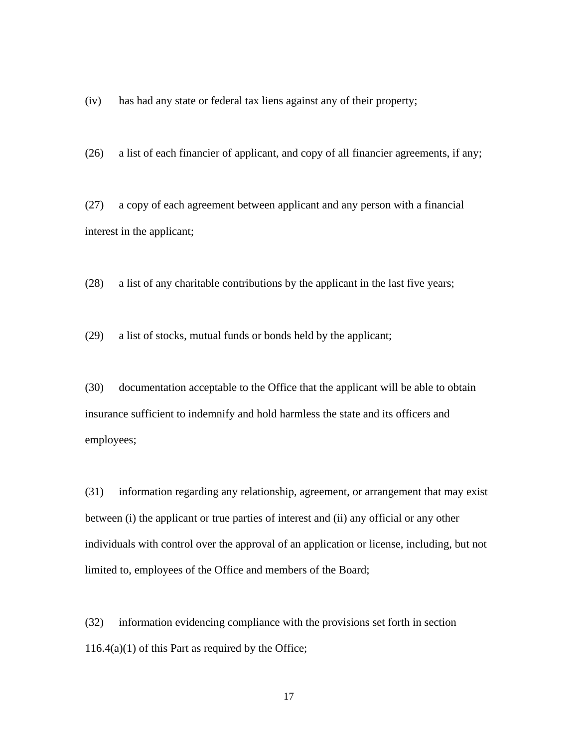(iv) has had any state or federal tax liens against any of their property;

(26) a list of each financier of applicant, and copy of all financier agreements, if any;

(27) a copy of each agreement between applicant and any person with a financial interest in the applicant;

(28) a list of any charitable contributions by the applicant in the last five years;

(29) a list of stocks, mutual funds or bonds held by the applicant;

(30) documentation acceptable to the Office that the applicant will be able to obtain insurance sufficient to indemnify and hold harmless the state and its officers and employees;

(31) information regarding any relationship, agreement, or arrangement that may exist between (i) the applicant or true parties of interest and (ii) any official or any other individuals with control over the approval of an application or license, including, but not limited to, employees of the Office and members of the Board;

(32) information evidencing compliance with the provisions set forth in section 116.4(a)(1) of this Part as required by the Office;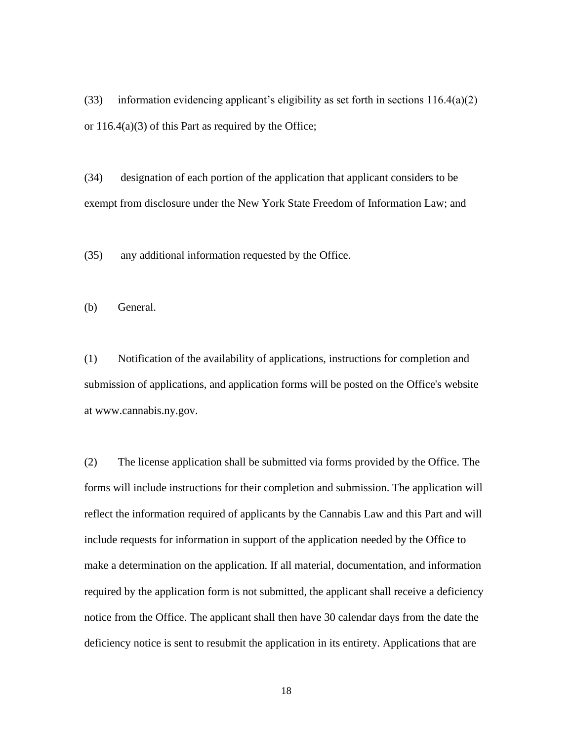(33) information evidencing applicant's eligibility as set forth in sections 116.4(a)(2) or 116.4(a)(3) of this Part as required by the Office;

(34) designation of each portion of the application that applicant considers to be exempt from disclosure under the New York State Freedom of Information Law; and

(35) any additional information requested by the Office.

(b) General.

(1) Notification of the availability of applications, instructions for completion and submission of applications, and application forms will be posted on the Office's website at www.cannabis.ny.gov.

(2) The license application shall be submitted via forms provided by the Office. The forms will include instructions for their completion and submission. The application will reflect the information required of applicants by the Cannabis Law and this Part and will include requests for information in support of the application needed by the Office to make a determination on the application. If all material, documentation, and information required by the application form is not submitted, the applicant shall receive a deficiency notice from the Office. The applicant shall then have 30 calendar days from the date the deficiency notice is sent to resubmit the application in its entirety. Applications that are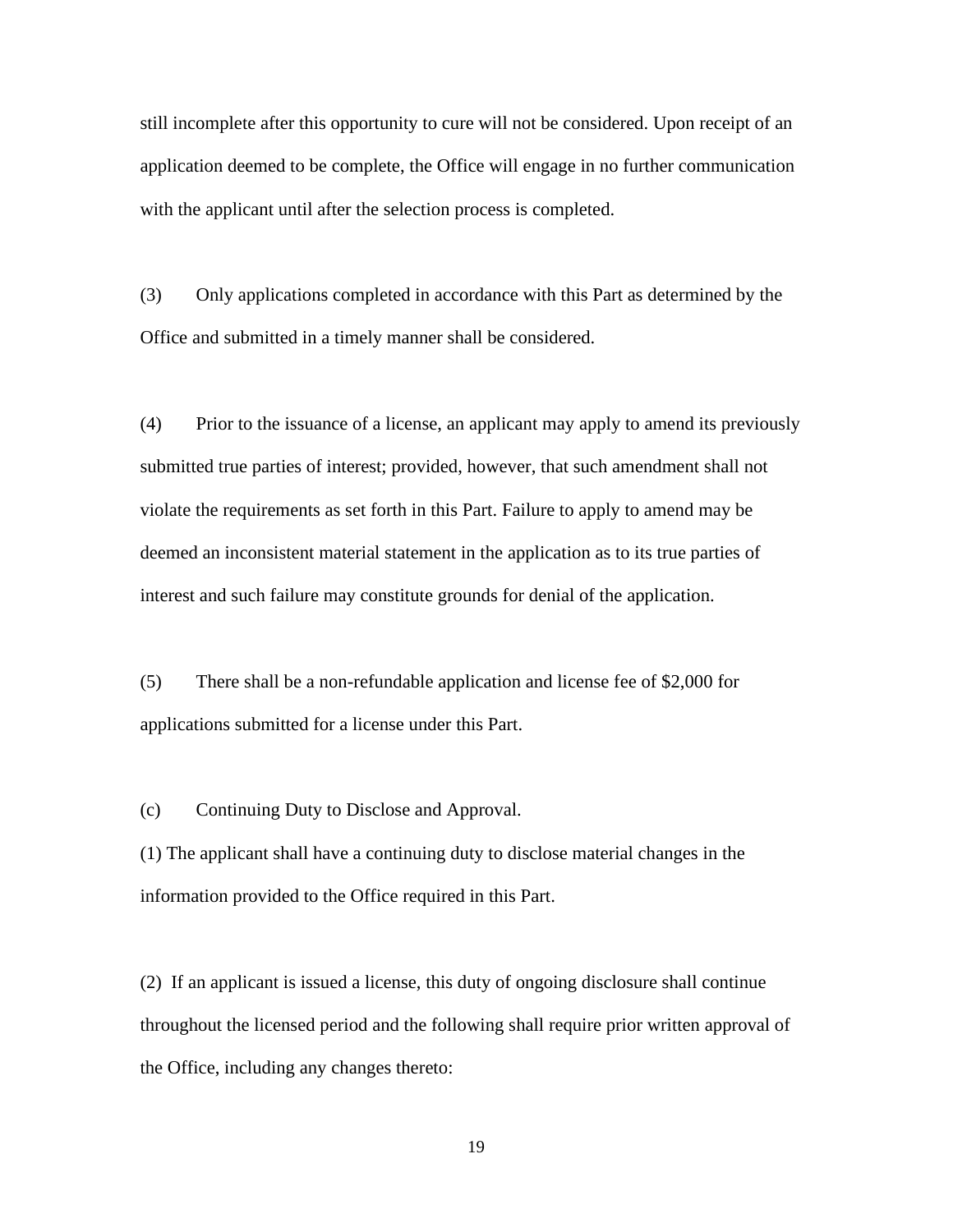still incomplete after this opportunity to cure will not be considered. Upon receipt of an application deemed to be complete, the Office will engage in no further communication with the applicant until after the selection process is completed.

(3) Only applications completed in accordance with this Part as determined by the Office and submitted in a timely manner shall be considered.

(4) Prior to the issuance of a license, an applicant may apply to amend its previously submitted true parties of interest; provided, however, that such amendment shall not violate the requirements as set forth in this Part. Failure to apply to amend may be deemed an inconsistent material statement in the application as to its true parties of interest and such failure may constitute grounds for denial of the application.

(5) There shall be a non-refundable application and license fee of $2,000 for applications submitted for a license under this Part.

(c) Continuing Duty to Disclose and Approval.

(1) The applicant shall have a continuing duty to disclose material changes in the information provided to the Office required in this Part.

(2) If an applicant is issued a license, this duty of ongoing disclosure shall continue throughout the licensed period and the following shall require prior written approval of the Office, including any changes thereto: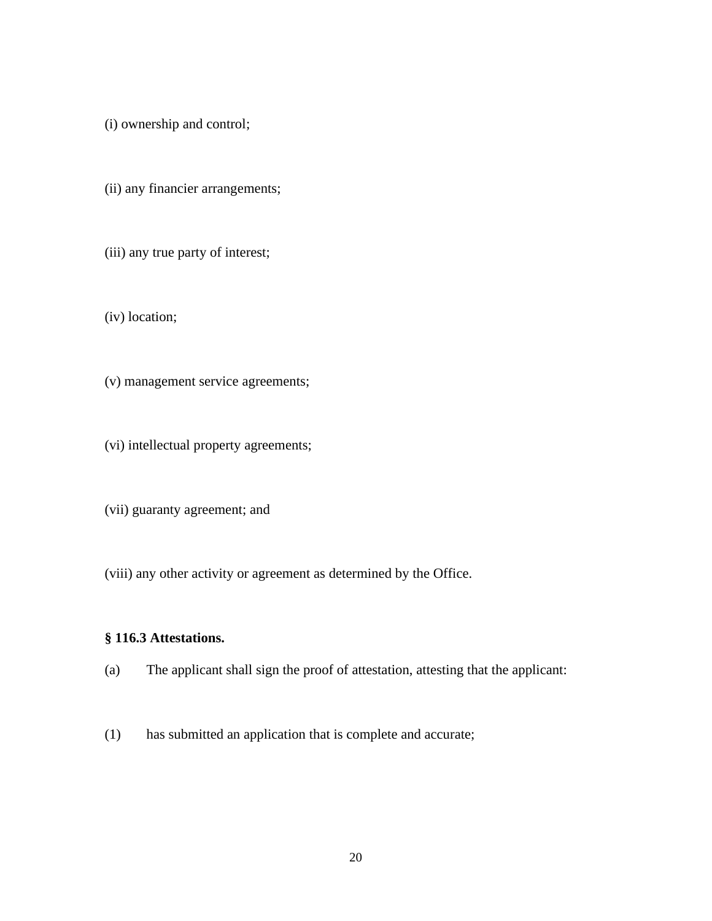(i) ownership and control;

(ii) any financier arrangements;

(iii) any true party of interest;

(iv) location;

(v) management service agreements;

(vi) intellectual property agreements;

(vii) guaranty agreement; and

(viii) any other activity or agreement as determined by the Office.

**§ 116.3 Attestations.**

(a) The applicant shall sign the proof of attestation, attesting that the applicant:

(1) has submitted an application that is complete and accurate;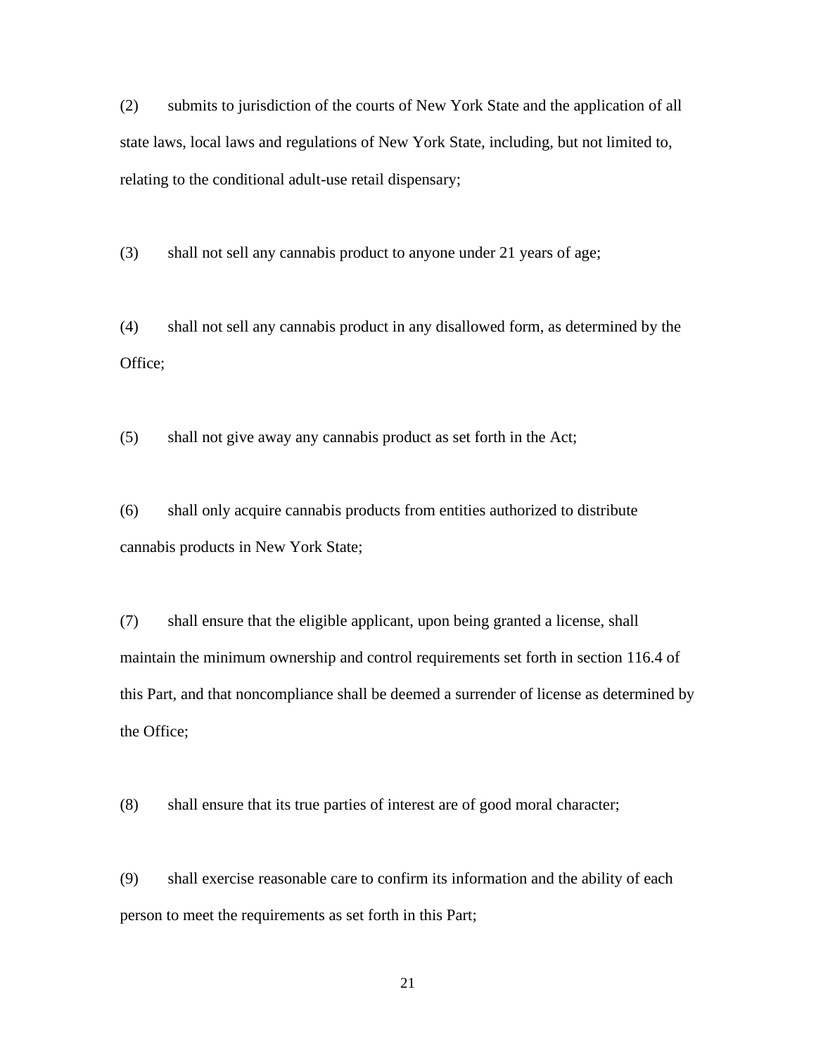(2) submits to jurisdiction of the courts of New York State and the application of all state laws, local laws and regulations of New York State, including, but not limited to, relating to the conditional adult-use retail dispensary;

(3) shall not sell any cannabis product to anyone under 21 years of age;

(4) shall not sell any cannabis product in any disallowed form, as determined by the Office;

(5) shall not give away any cannabis product as set forth in the Act;

(6) shall only acquire cannabis products from entities authorized to distribute cannabis products in New York State;

(7) shall ensure that the eligible applicant, upon being granted a license, shall maintain the minimum ownership and control requirements set forth in section 116.4 of this Part, and that noncompliance shall be deemed a surrender of license as determined by the Office;

(8) shall ensure that its true parties of interest are of good moral character;

(9) shall exercise reasonable care to confirm its information and the ability of each person to meet the requirements as set forth in this Part;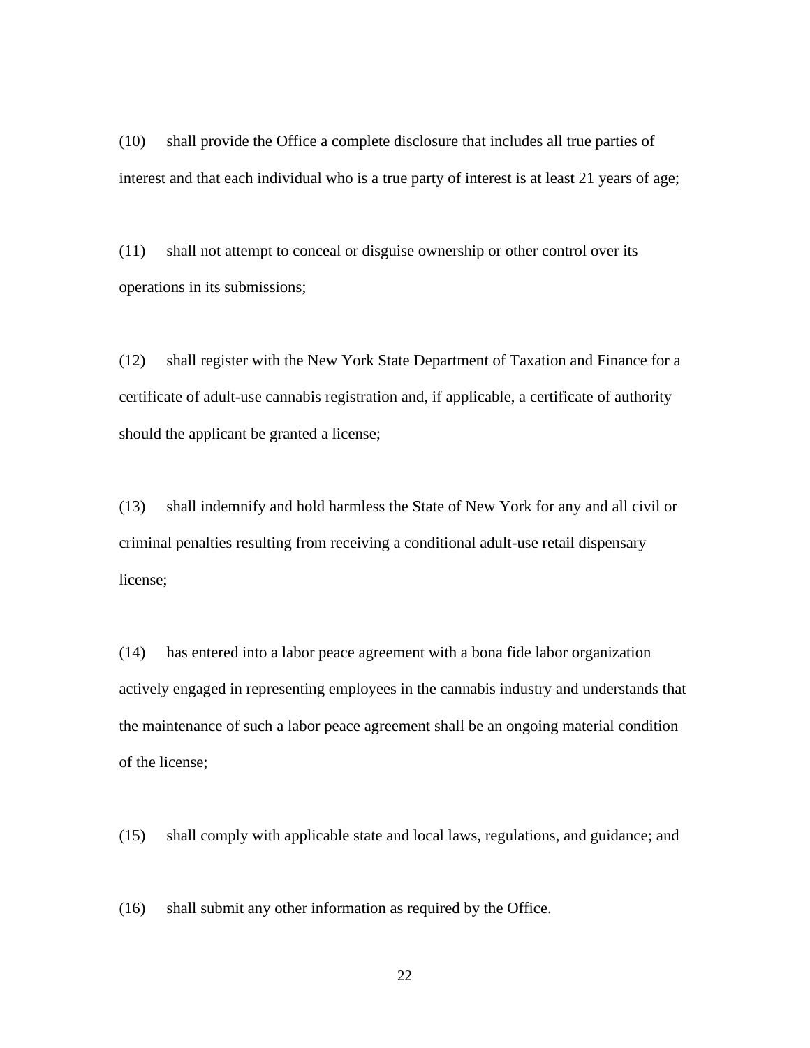(10) shall provide the Office a complete disclosure that includes all true parties of interest and that each individual who is a true party of interest is at least 21 years of age;

(11) shall not attempt to conceal or disguise ownership or other control over its operations in its submissions;

(12) shall register with the New York State Department of Taxation and Finance for a certificate of adult-use cannabis registration and, if applicable, a certificate of authority should the applicant be granted a license;

(13) shall indemnify and hold harmless the State of New York for any and all civil or criminal penalties resulting from receiving a conditional adult-use retail dispensary license;

(14) has entered into a labor peace agreement with a bona fide labor organization actively engaged in representing employees in the cannabis industry and understands that the maintenance of such a labor peace agreement shall be an ongoing material condition of the license;

(15) shall comply with applicable state and local laws, regulations, and guidance; and

(16) shall submit any other information as required by the Office.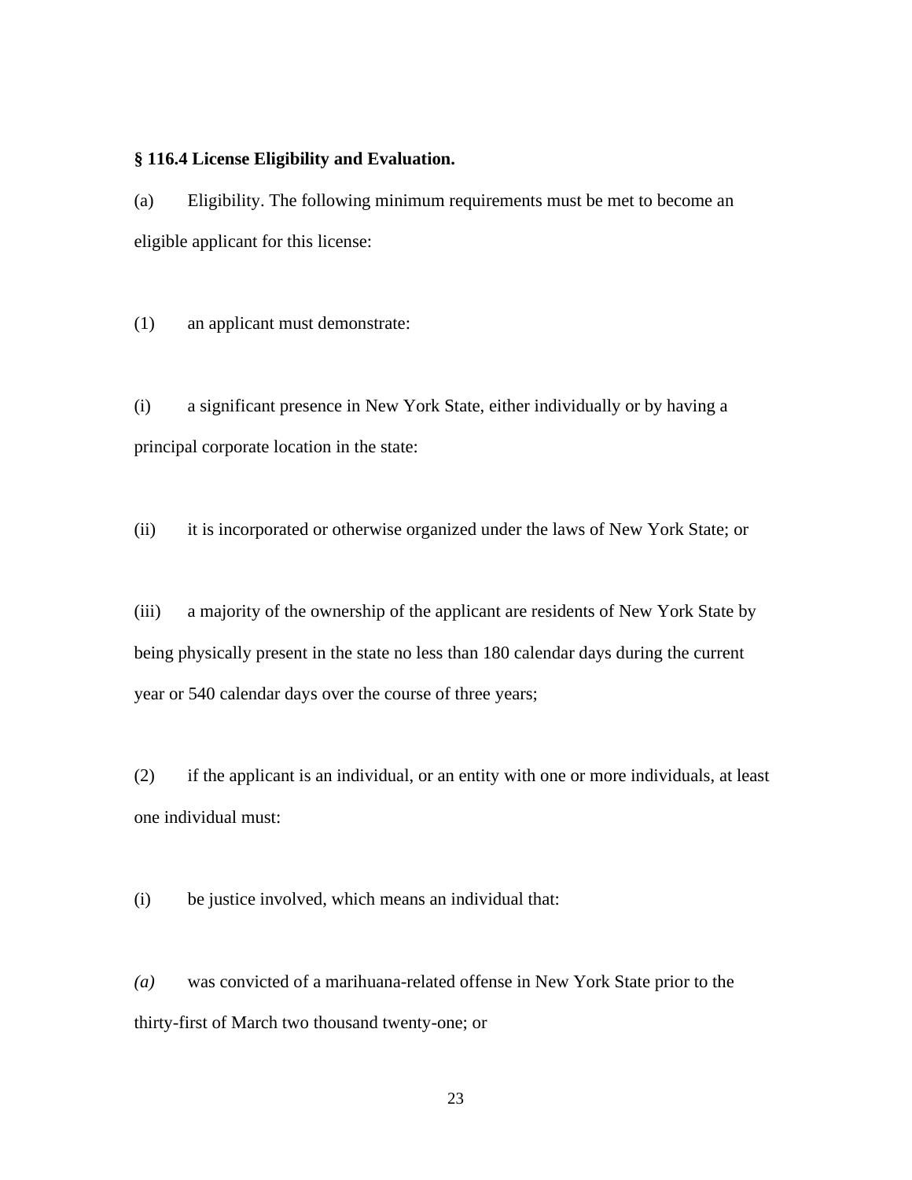**§ 116.4 License Eligibility and Evaluation.**

(a) Eligibility. The following minimum requirements must be met to become an eligible applicant for this license:

(1) an applicant must demonstrate:

(i) a significant presence in New York State, either individually or by having a principal corporate location in the state:

(ii) it is incorporated or otherwise organized under the laws of New York State; or

(iii) a majority of the ownership of the applicant are residents of New York State by being physically present in the state no less than 180 calendar days during the current year or 540 calendar days over the course of three years;

(2) if the applicant is an individual, or an entity with one or more individuals, at least one individual must:

(i) be justice involved, which means an individual that:

*(a)* was convicted of a marihuana-related offense in New York State prior to the thirty-first of March two thousand twenty-one; or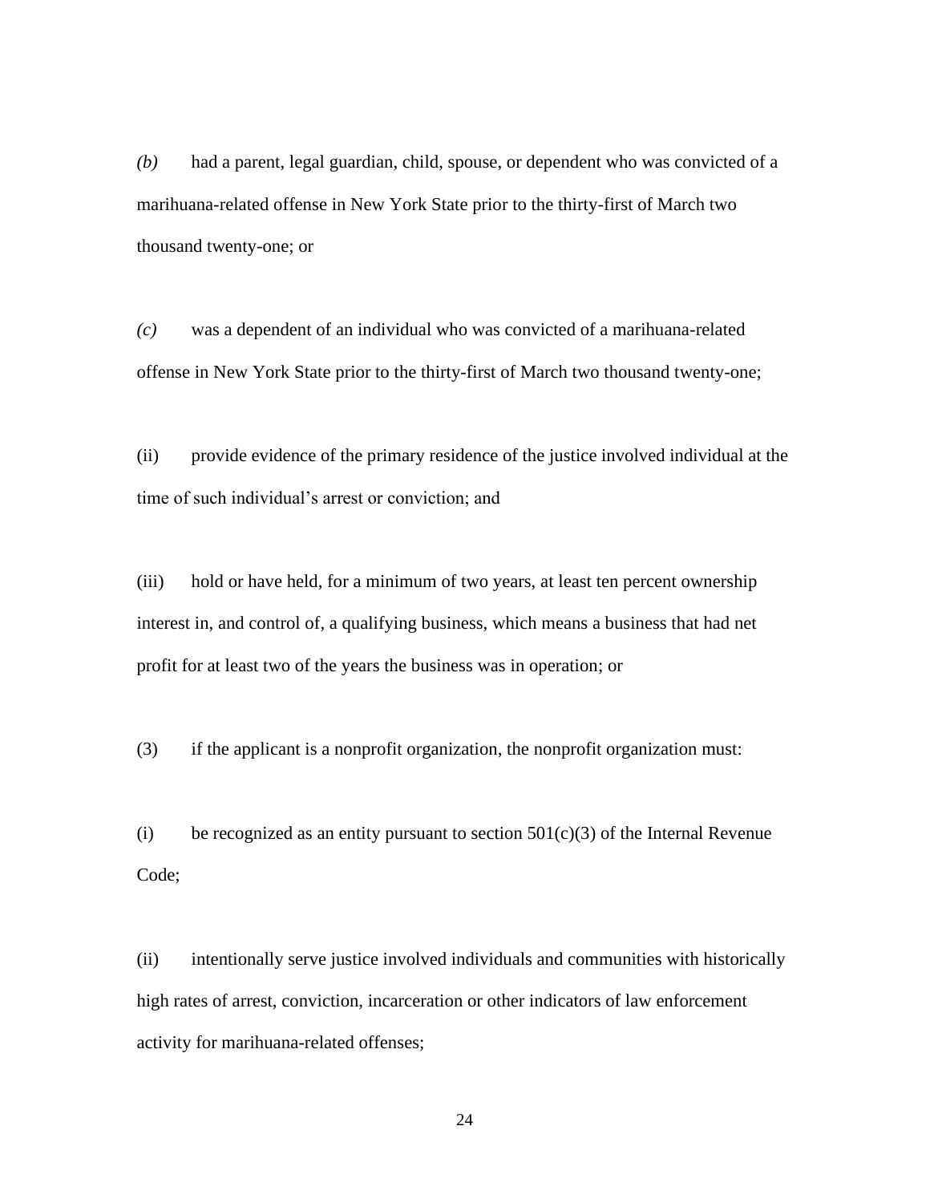*(b)* had a parent, legal guardian, child, spouse, or dependent who was convicted of a marihuana-related offense in New York State prior to the thirty-first of March two thousand twenty-one; or

*(c)* was a dependent of an individual who was convicted of a marihuana-related offense in New York State prior to the thirty-first of March two thousand twenty-one;

(ii) provide evidence of the primary residence of the justice involved individual at the time of such individual's arrest or conviction; and

(iii) hold or have held, for a minimum of two years, at least ten percent ownership interest in, and control of, a qualifying business, which means a business that had net profit for at least two of the years the business was in operation; or

(3) if the applicant is a nonprofit organization, the nonprofit organization must:

(i) be recognized as an entity pursuant to section 501(c)(3) of the Internal Revenue Code;

(ii) intentionally serve justice involved individuals and communities with historically high rates of arrest, conviction, incarceration or other indicators of law enforcement activity for marihuana-related offenses;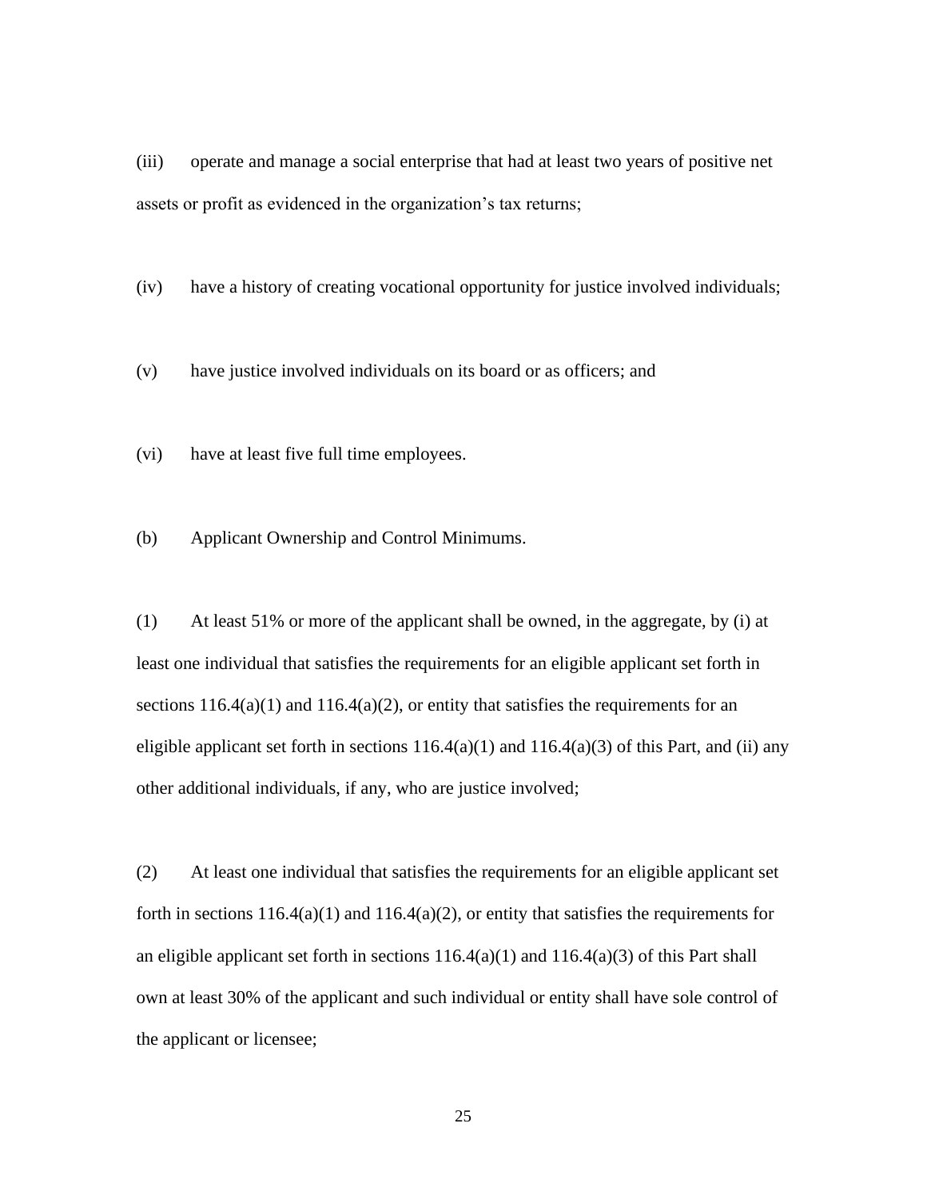(iii) operate and manage a social enterprise that had at least two years of positive net assets or profit as evidenced in the organization's tax returns;

(iv) have a history of creating vocational opportunity for justice involved individuals;

(v) have justice involved individuals on its board or as officers; and

(vi) have at least five full time employees.

(b) Applicant Ownership and Control Minimums.

(1) At least 51% or more of the applicant shall be owned, in the aggregate, by (i) at least one individual that satisfies the requirements for an eligible applicant set forth in sections 116.4(a)(1) and 116.4(a)(2), or entity that satisfies the requirements for an eligible applicant set forth in sections 116.4(a)(1) and 116.4(a)(3) of this Part, and (ii) any other additional individuals, if any, who are justice involved;

(2) At least one individual that satisfies the requirements for an eligible applicant set forth in sections 116.4(a)(1) and 116.4(a)(2), or entity that satisfies the requirements for an eligible applicant set forth in sections 116.4(a)(1) and 116.4(a)(3) of this Part shall own at least 30% of the applicant and such individual or entity shall have sole control of the applicant or licensee;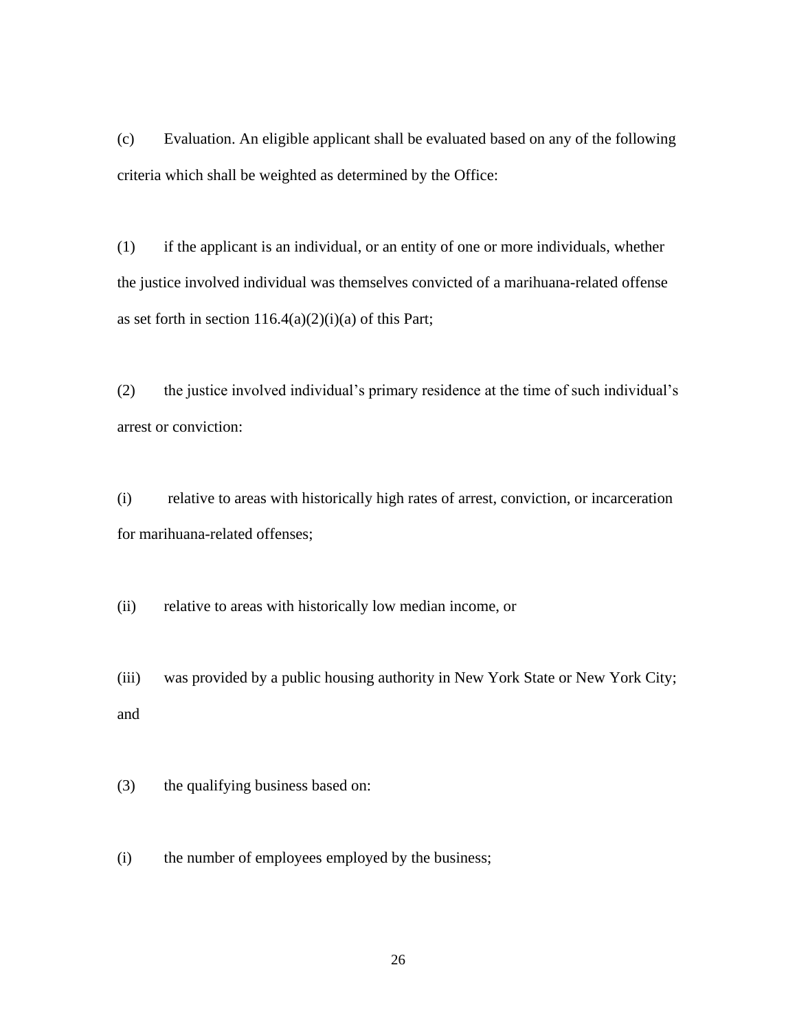(c) Evaluation. An eligible applicant shall be evaluated based on any of the following criteria which shall be weighted as determined by the Office:

(1) if the applicant is an individual, or an entity of one or more individuals, whether the justice involved individual was themselves convicted of a marihuana-related offense as set forth in section 116.4(a)(2)(i)(a) of this Part;

(2) the justice involved individual's primary residence at the time of such individual's arrest or conviction:

(i) relative to areas with historically high rates of arrest, conviction, or incarceration for marihuana-related offenses;

(ii) relative to areas with historically low median income, or

(iii) was provided by a public housing authority in New York State or New York City; and

(3) the qualifying business based on:

(i) the number of employees employed by the business;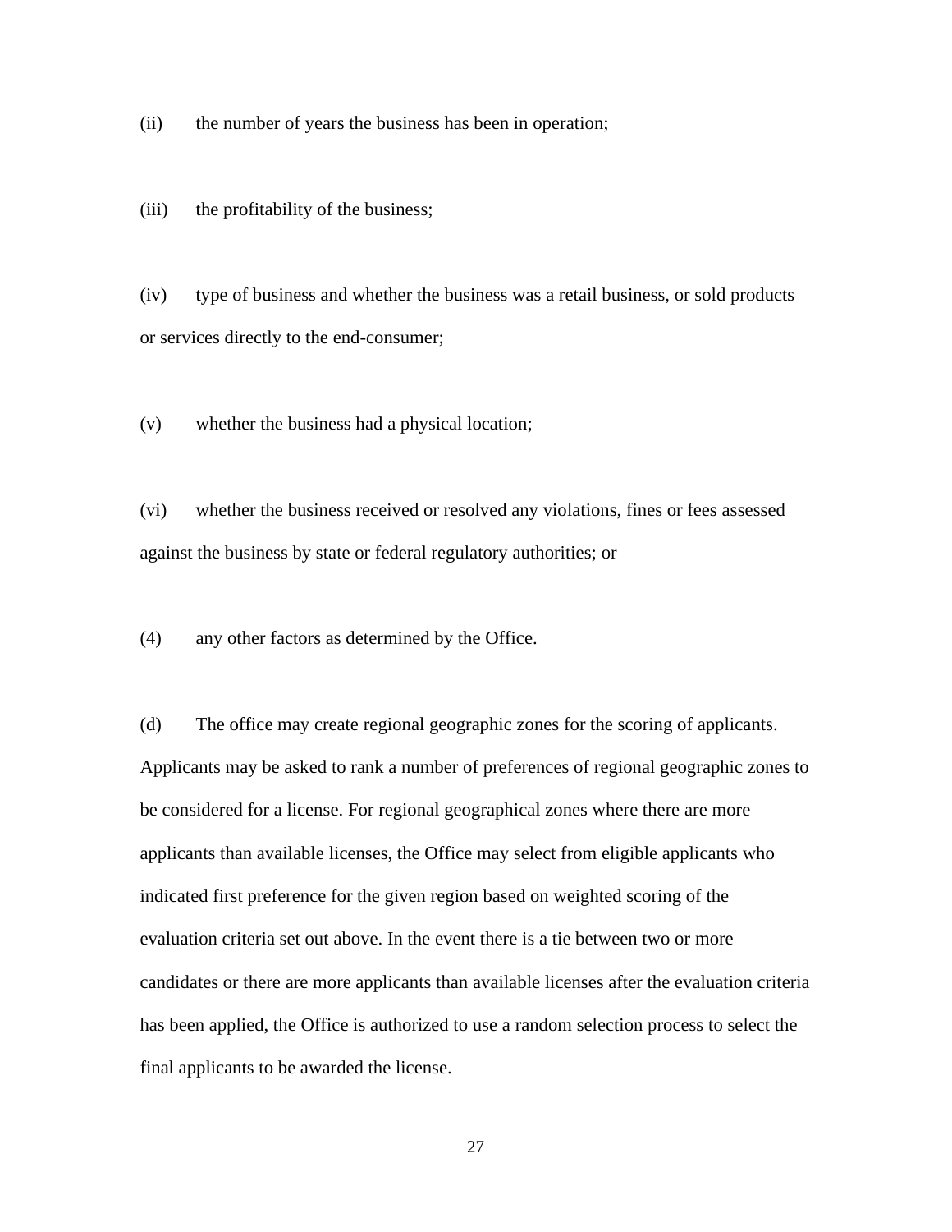(ii) the number of years the business has been in operation;

(iii) the profitability of the business;

(iv) type of business and whether the business was a retail business, or sold products or services directly to the end-consumer;

(v) whether the business had a physical location;

(vi) whether the business received or resolved any violations, fines or fees assessed against the business by state or federal regulatory authorities; or

(4) any other factors as determined by the Office.

(d) The office may create regional geographic zones for the scoring of applicants. Applicants may be asked to rank a number of preferences of regional geographic zones to be considered for a license. For regional geographical zones where there are more applicants than available licenses, the Office may select from eligible applicants who indicated first preference for the given region based on weighted scoring of the evaluation criteria set out above. In the event there is a tie between two or more candidates or there are more applicants than available licenses after the evaluation criteria has been applied, the Office is authorized to use a random selection process to select the final applicants to be awarded the license.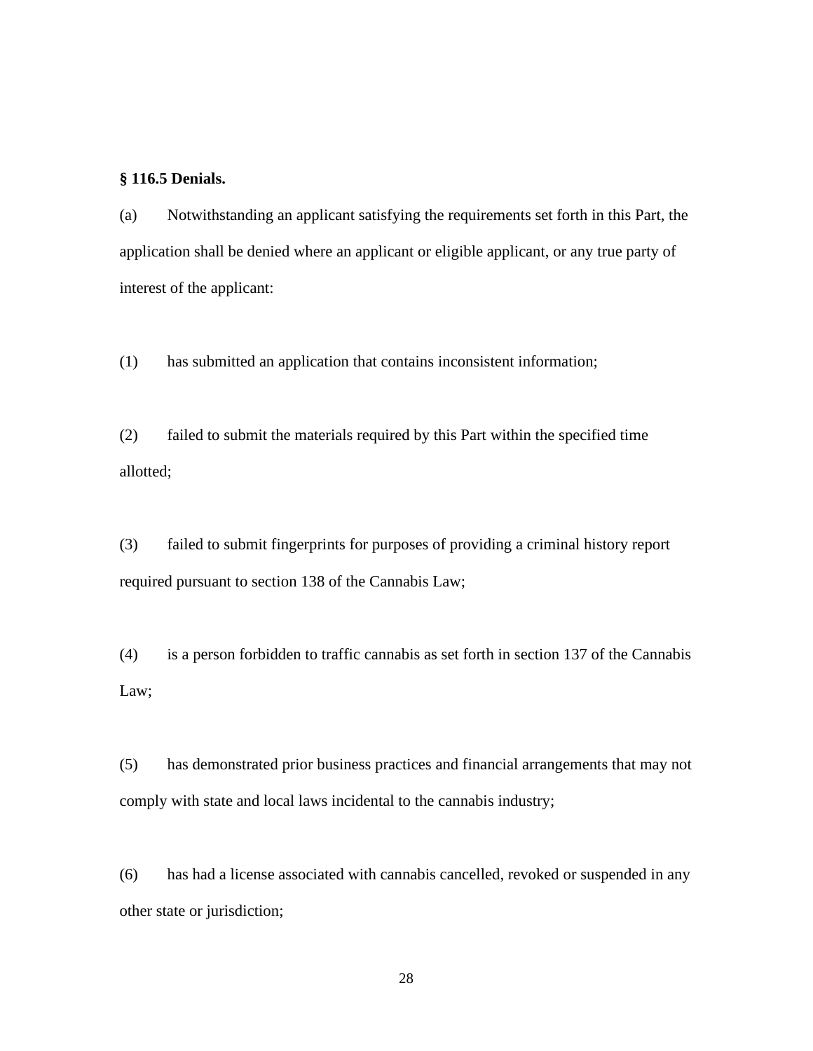**§ 116.5 Denials.**

(a) Notwithstanding an applicant satisfying the requirements set forth in this Part, the application shall be denied where an applicant or eligible applicant, or any true party of interest of the applicant:

(1) has submitted an application that contains inconsistent information;

(2) failed to submit the materials required by this Part within the specified time allotted;

(3) failed to submit fingerprints for purposes of providing a criminal history report required pursuant to section 138 of the Cannabis Law;

(4) is a person forbidden to traffic cannabis as set forth in section 137 of the Cannabis Law;

(5) has demonstrated prior business practices and financial arrangements that may not comply with state and local laws incidental to the cannabis industry;

(6) has had a license associated with cannabis cancelled, revoked or suspended in any other state or jurisdiction;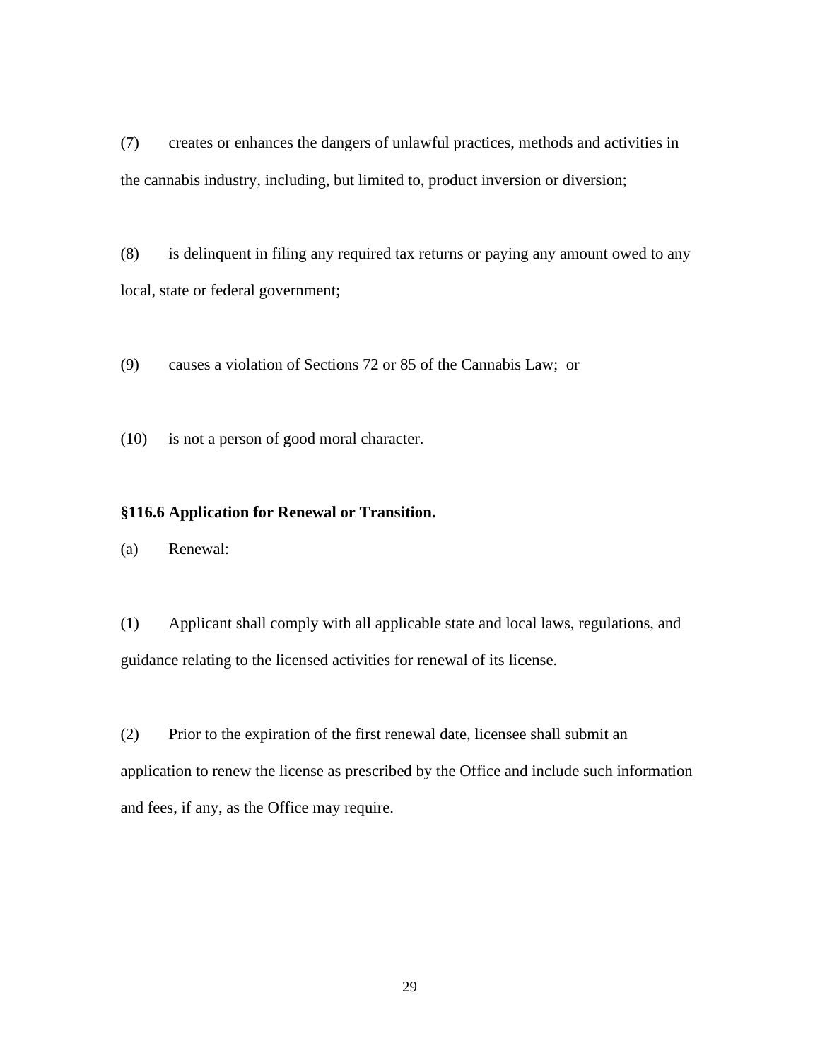(7) creates or enhances the dangers of unlawful practices, methods and activities in the cannabis industry, including, but limited to, product inversion or diversion;

(8) is delinquent in filing any required tax returns or paying any amount owed to any local, state or federal government;

(9) causes a violation of Sections 72 or 85 of the Cannabis Law; or

(10) is not a person of good moral character.

**§116.6 Application for Renewal or Transition.**

(a) Renewal:

(1) Applicant shall comply with all applicable state and local laws, regulations, and guidance relating to the licensed activities for renewal of its license.

(2) Prior to the expiration of the first renewal date, licensee shall submit an application to renew the license as prescribed by the Office and include such information and fees, if any, as the Office may require.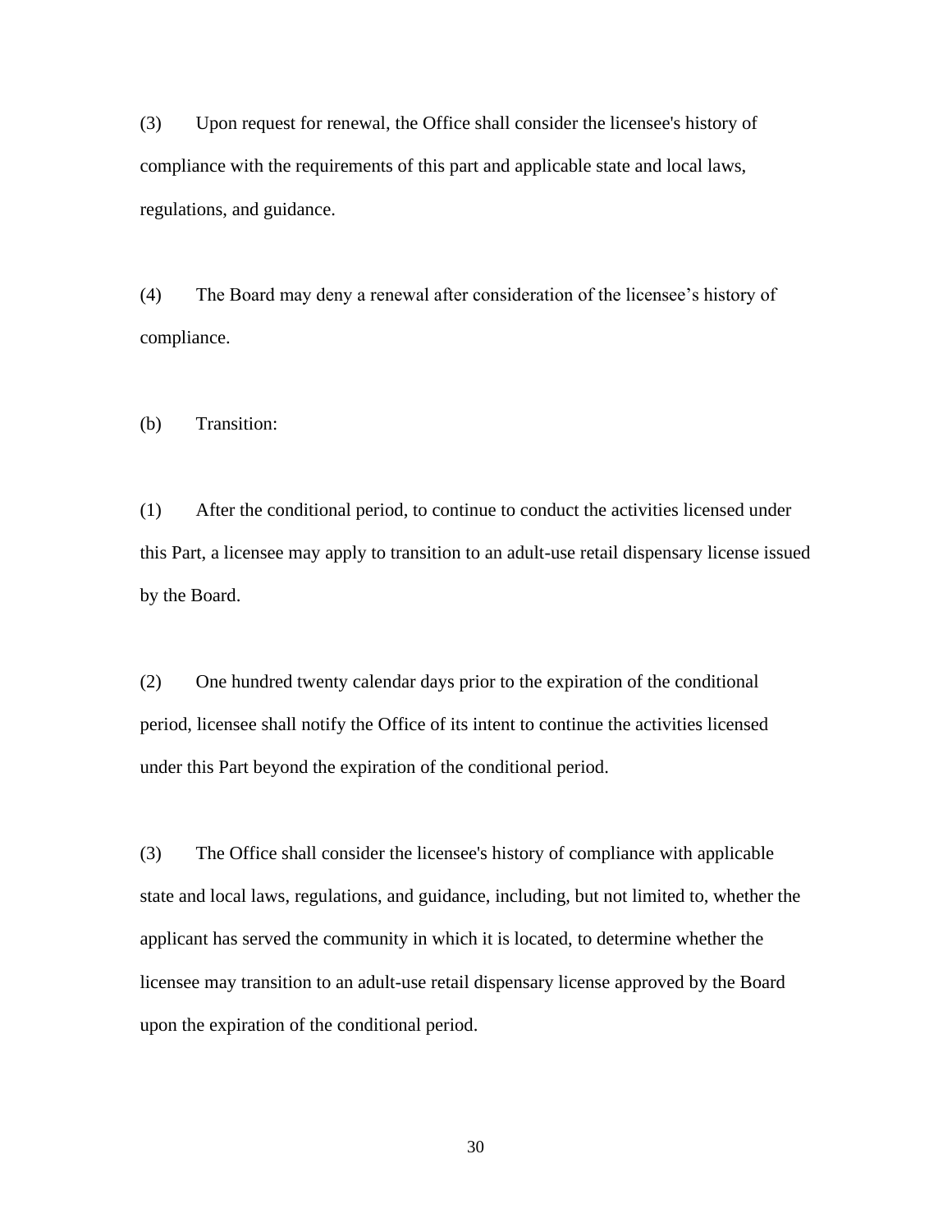(3) Upon request for renewal, the Office shall consider the licensee's history of compliance with the requirements of this part and applicable state and local laws, regulations, and guidance.

(4) The Board may deny a renewal after consideration of the licensee’s history of compliance.

(b) Transition:

(1) After the conditional period, to continue to conduct the activities licensed under this Part, a licensee may apply to transition to an adult-use retail dispensary license issued by the Board.

(2) One hundred twenty calendar days prior to the expiration of the conditional period, licensee shall notify the Office of its intent to continue the activities licensed under this Part beyond the expiration of the conditional period.

(3) The Office shall consider the licensee's history of compliance with applicable state and local laws, regulations, and guidance, including, but not limited to, whether the applicant has served the community in which it is located, to determine whether the licensee may transition to an adult-use retail dispensary license approved by the Board upon the expiration of the conditional period.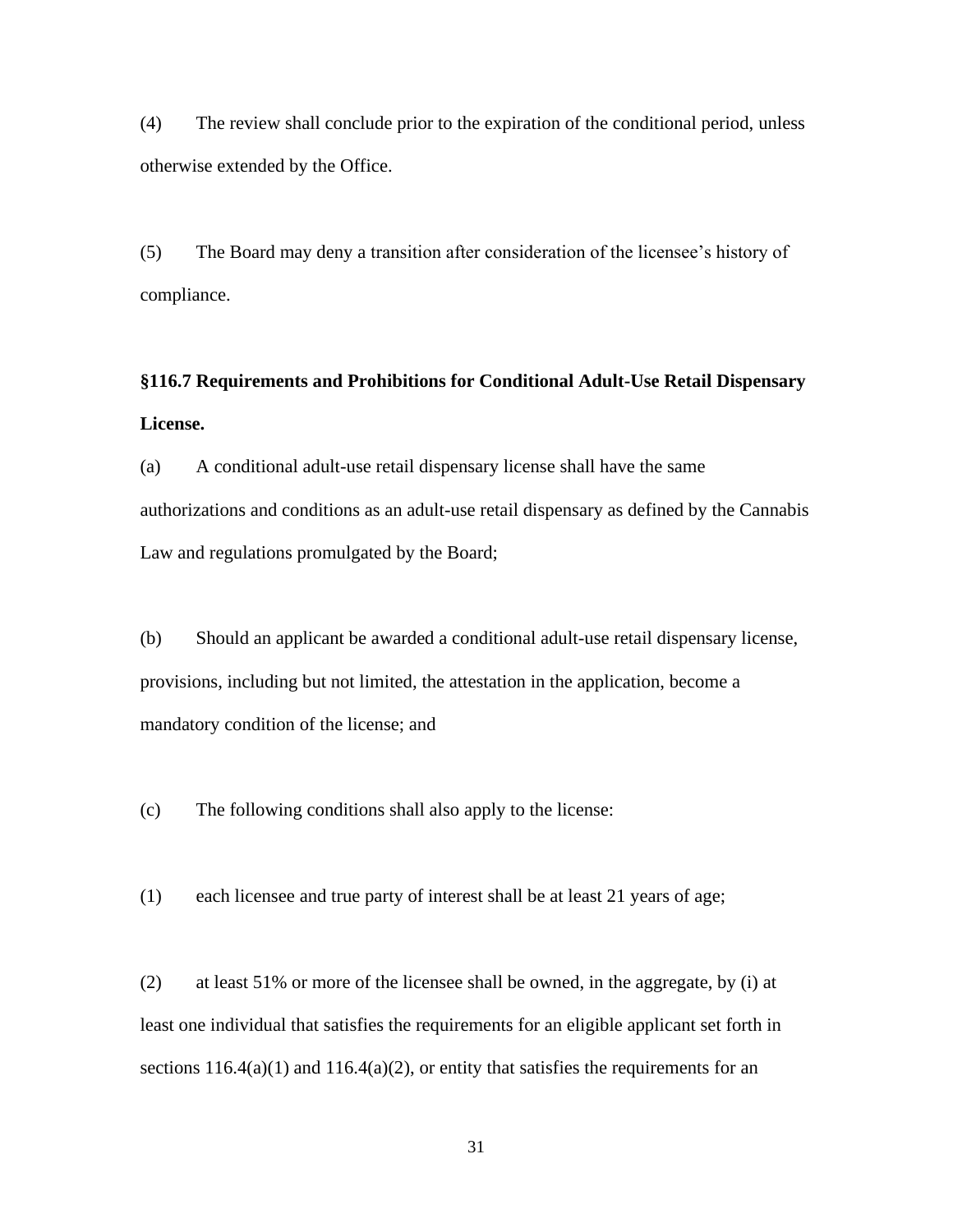(4) The review shall conclude prior to the expiration of the conditional period, unless otherwise extended by the Office.

(5) The Board may deny a transition after consideration of the licensee's history of compliance.

**§116.7 Requirements and Prohibitions for Conditional Adult-Use Retail Dispensary License.**

(a) A conditional adult-use retail dispensary license shall have the same authorizations and conditions as an adult-use retail dispensary as defined by the Cannabis Law and regulations promulgated by the Board;

(b) Should an applicant be awarded a conditional adult-use retail dispensary license, provisions, including but not limited, the attestation in the application, become a mandatory condition of the license; and

(c) The following conditions shall also apply to the license:

(1) each licensee and true party of interest shall be at least 21 years of age;

(2) at least 51% or more of the licensee shall be owned, in the aggregate, by (i) at least one individual that satisfies the requirements for an eligible applicant set forth in sections 116.4(a)(1) and 116.4(a)(2), or entity that satisfies the requirements for an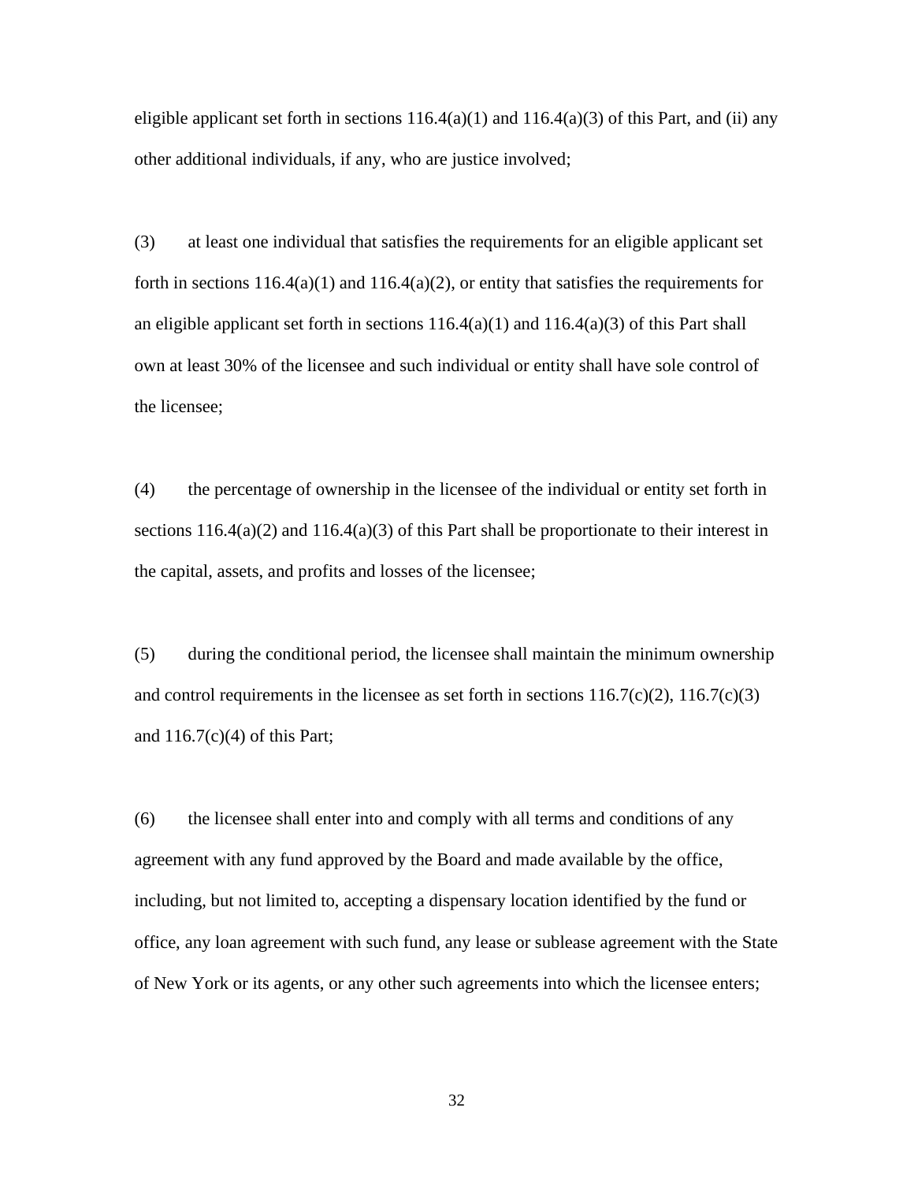eligible applicant set forth in sections 116.4(a)(1) and 116.4(a)(3) of this Part, and (ii) any other additional individuals, if any, who are justice involved;

(3) at least one individual that satisfies the requirements for an eligible applicant set forth in sections 116.4(a)(1) and 116.4(a)(2), or entity that satisfies the requirements for an eligible applicant set forth in sections 116.4(a)(1) and 116.4(a)(3) of this Part shall own at least 30% of the licensee and such individual or entity shall have sole control of the licensee;

(4) the percentage of ownership in the licensee of the individual or entity set forth in sections 116.4(a)(2) and 116.4(a)(3) of this Part shall be proportionate to their interest in the capital, assets, and profits and losses of the licensee;

(5) during the conditional period, the licensee shall maintain the minimum ownership and control requirements in the licensee as set forth in sections 116.7(c)(2), 116.7(c)(3) and 116.7(c)(4) of this Part;

(6) the licensee shall enter into and comply with all terms and conditions of any agreement with any fund approved by the Board and made available by the office, including, but not limited to, accepting a dispensary location identified by the fund or office, any loan agreement with such fund, any lease or sublease agreement with the State of New York or its agents, or any other such agreements into which the licensee enters;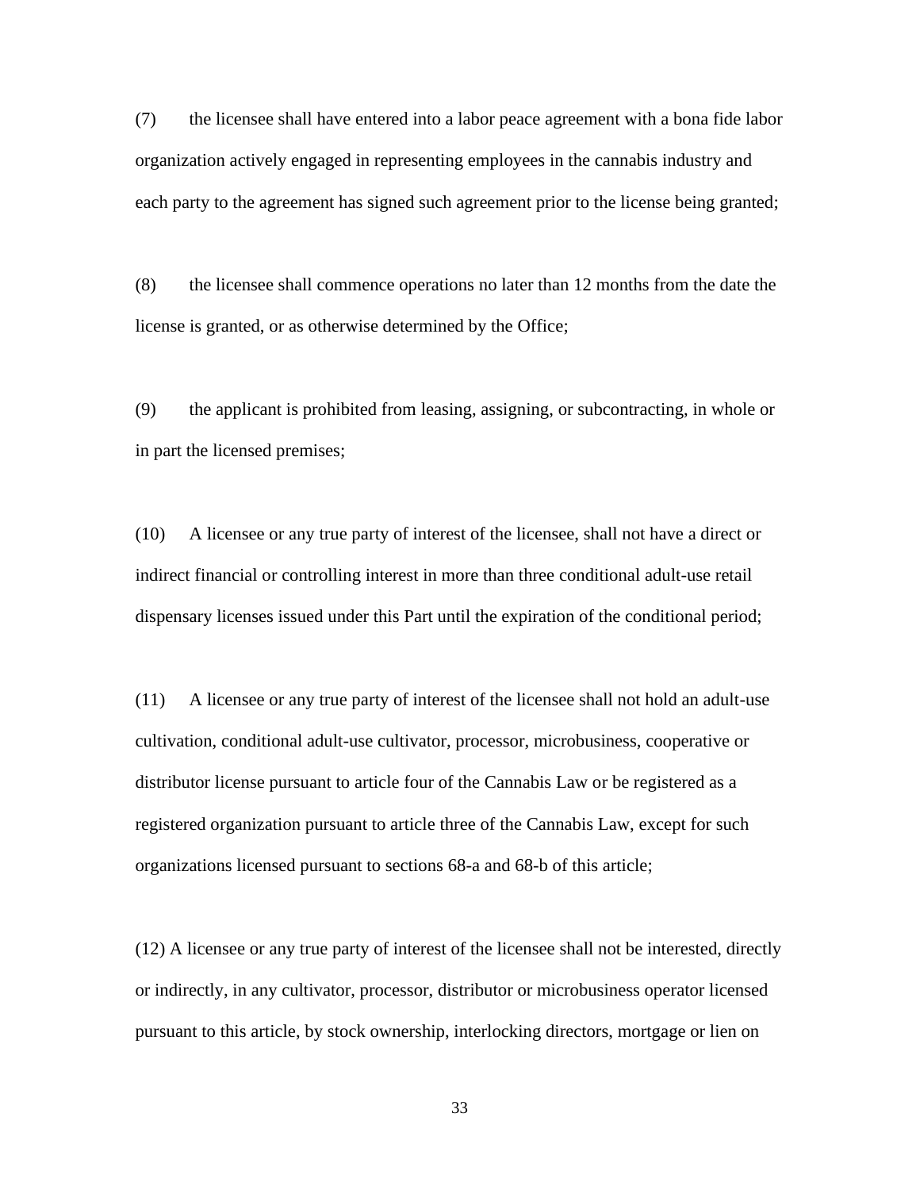(7) the licensee shall have entered into a labor peace agreement with a bona fide labor organization actively engaged in representing employees in the cannabis industry and each party to the agreement has signed such agreement prior to the license being granted;

(8) the licensee shall commence operations no later than 12 months from the date the license is granted, or as otherwise determined by the Office;

(9) the applicant is prohibited from leasing, assigning, or subcontracting, in whole or in part the licensed premises;

(10) A licensee or any true party of interest of the licensee, shall not have a direct or indirect financial or controlling interest in more than three conditional adult-use retail dispensary licenses issued under this Part until the expiration of the conditional period;

(11) A licensee or any true party of interest of the licensee shall not hold an adult-use cultivation, conditional adult-use cultivator, processor, microbusiness, cooperative or distributor license pursuant to article four of the Cannabis Law or be registered as a registered organization pursuant to article three of the Cannabis Law, except for such organizations licensed pursuant to sections 68-a and 68-b of this article;

(12) A licensee or any true party of interest of the licensee shall not be interested, directly or indirectly, in any cultivator, processor, distributor or microbusiness operator licensed pursuant to this article, by stock ownership, interlocking directors, mortgage or lien on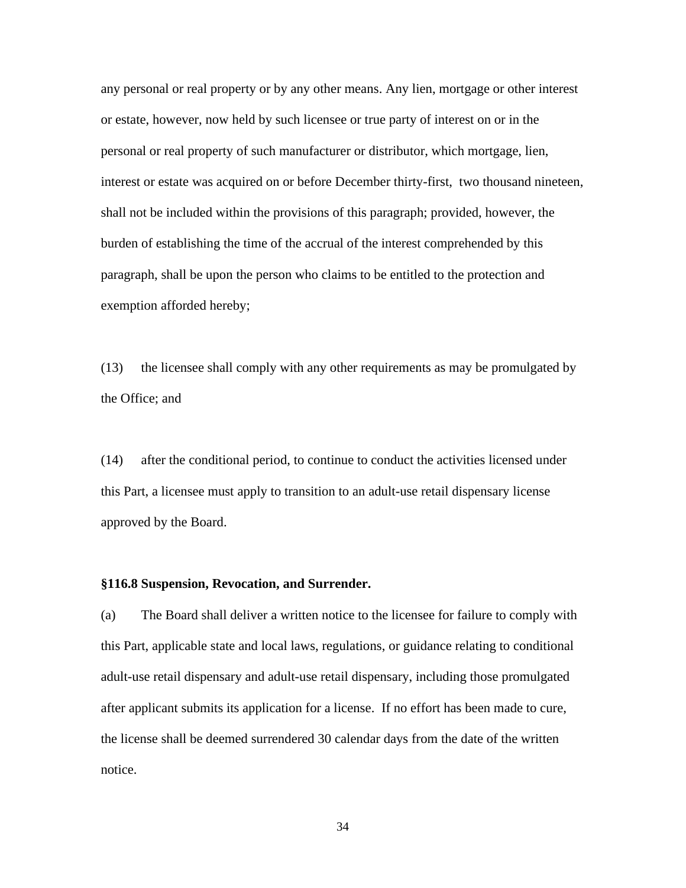any personal or real property or by any other means. Any lien, mortgage or other interest or estate, however, now held by such licensee or true party of interest on or in the personal or real property of such manufacturer or distributor, which mortgage, lien, interest or estate was acquired on or before December thirty-first, two thousand nineteen, shall not be included within the provisions of this paragraph; provided, however, the burden of establishing the time of the accrual of the interest comprehended by this paragraph, shall be upon the person who claims to be entitled to the protection and exemption afforded hereby;

(13) the licensee shall comply with any other requirements as may be promulgated by the Office; and

(14) after the conditional period, to continue to conduct the activities licensed under this Part, a licensee must apply to transition to an adult-use retail dispensary license approved by the Board.

**§116.8 Suspension, Revocation, and Surrender.**

(a) The Board shall deliver a written notice to the licensee for failure to comply with this Part, applicable state and local laws, regulations, or guidance relating to conditional adult-use retail dispensary and adult-use retail dispensary, including those promulgated after applicant submits its application for a license. If no effort has been made to cure, the license shall be deemed surrendered 30 calendar days from the date of the written notice.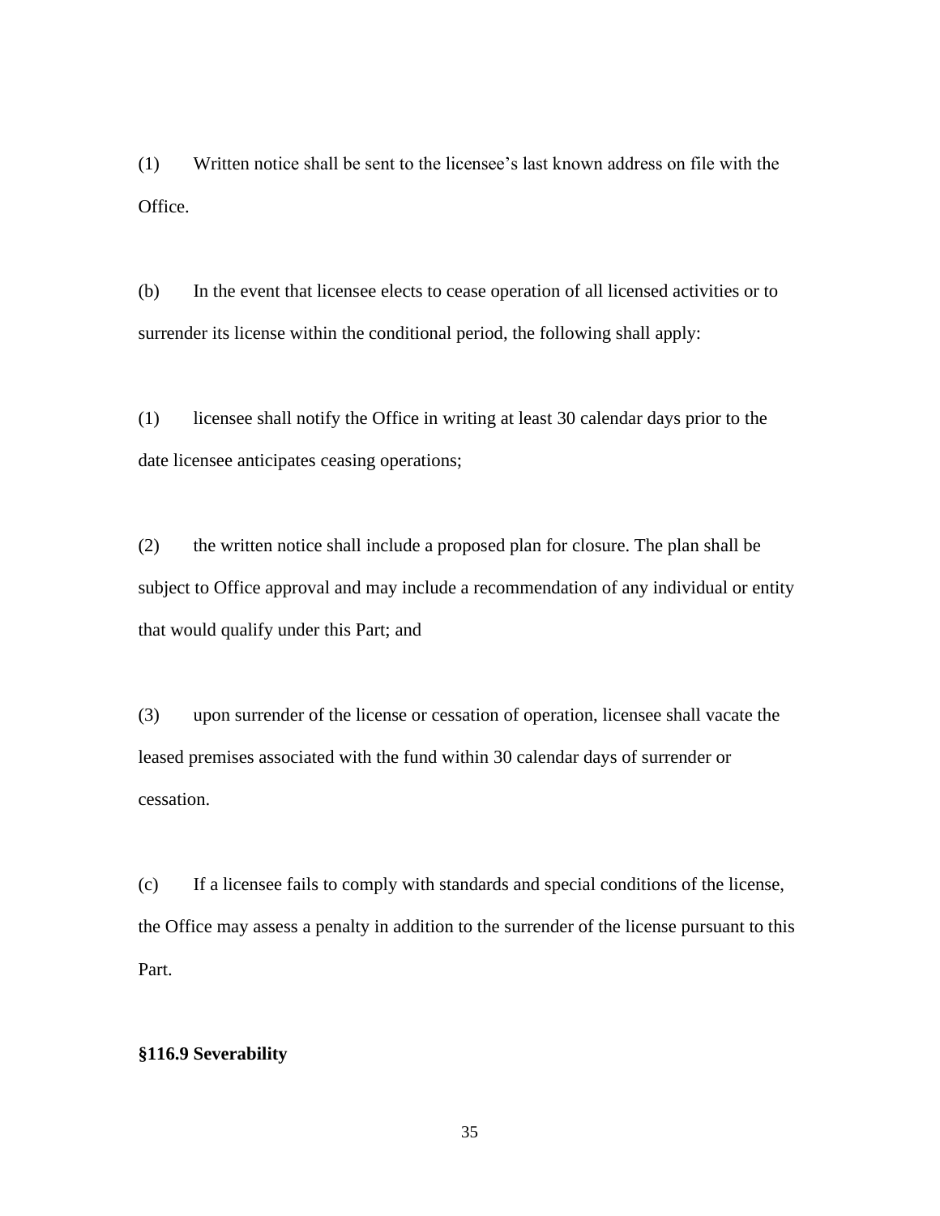(1) Written notice shall be sent to the licensee's last known address on file with the Office.

(b) In the event that licensee elects to cease operation of all licensed activities or to surrender its license within the conditional period, the following shall apply:

(1) licensee shall notify the Office in writing at least 30 calendar days prior to the date licensee anticipates ceasing operations;

(2) the written notice shall include a proposed plan for closure. The plan shall be subject to Office approval and may include a recommendation of any individual or entity that would qualify under this Part; and

(3) upon surrender of the license or cessation of operation, licensee shall vacate the leased premises associated with the fund within 30 calendar days of surrender or cessation.

(c) If a licensee fails to comply with standards and special conditions of the license, the Office may assess a penalty in addition to the surrender of the license pursuant to this Part.

**§116.9 Severability**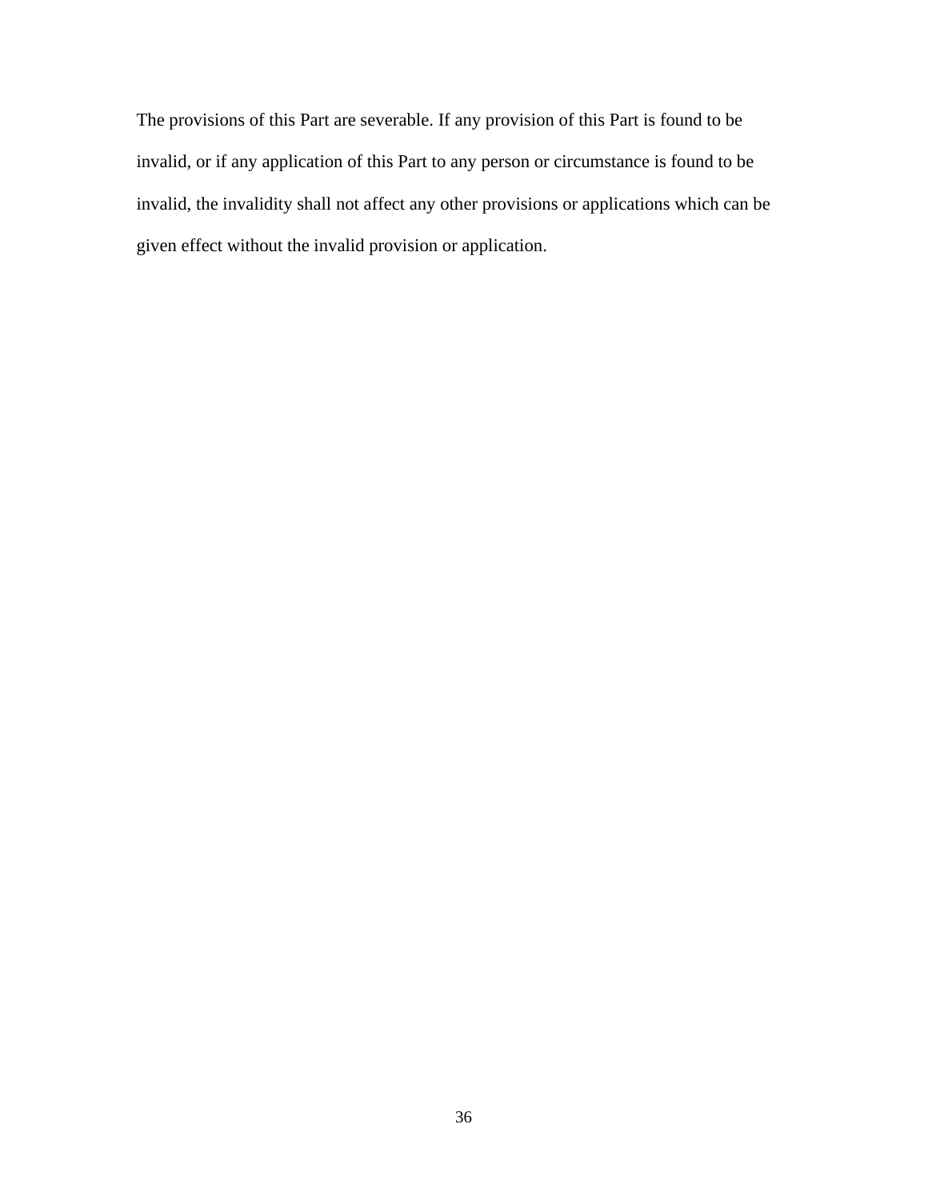The provisions of this Part are severable. If any provision of this Part is found to be invalid, or if any application of this Part to any person or circumstance is found to be invalid, the invalidity shall not affect any other provisions or applications which can be given effect without the invalid provision or application.